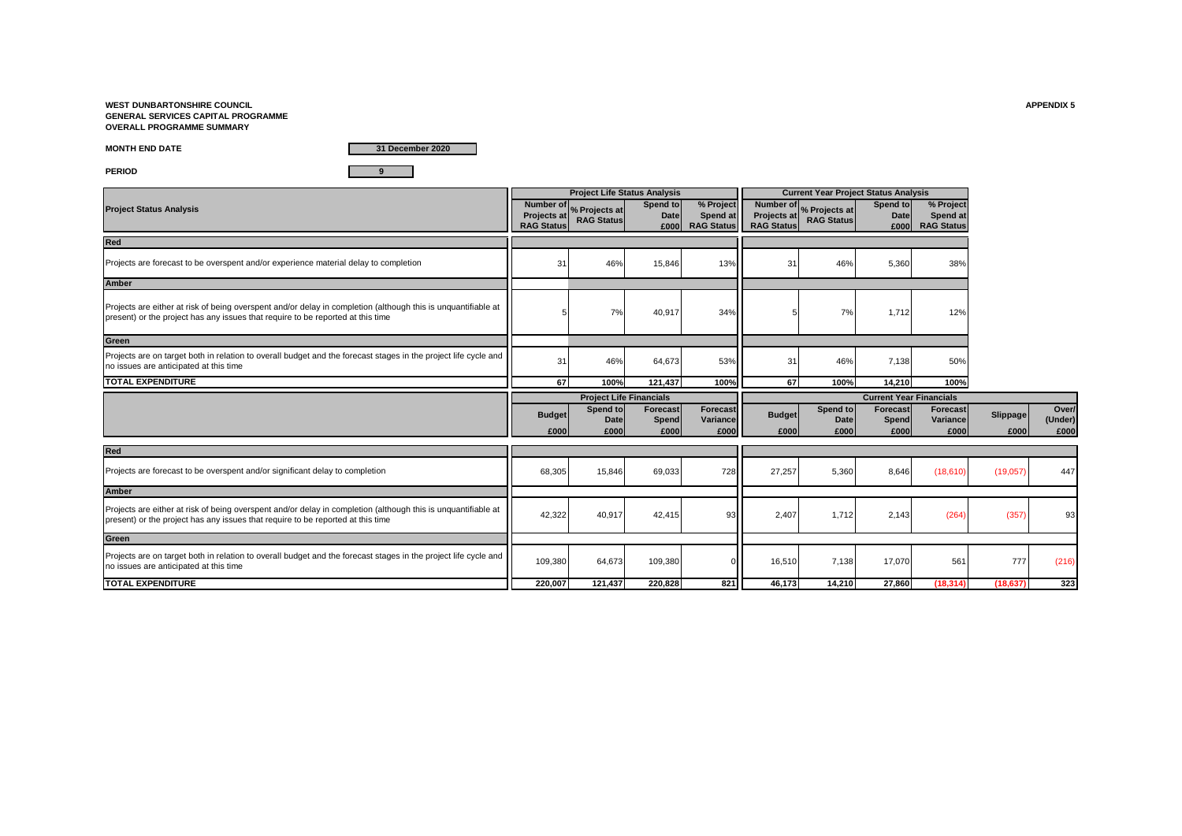**WEST DUNBARTONSHIRE COUNCIL**
**GENERAL SERVICES CAPITAL PROGRAMME**
**OVERALL PROGRAMME SUMMARY**

**APPENDIX 5**

**MONTH END DATE** 31 December 2020

**PERIOD** 9

| Project Status Analysis | Project Life Status Analysis | | | | Current Year Project Status Analysis | | | |
|---|---|---|---|---|---|---|---|---|
| | Number of Projects at RAG Status | % Projects at RAG Status | Spend to Date £000 | % Project Spend at RAG Status | Number of Projects at RAG Status | % Projects at RAG Status | Spend to Date £000 | % Project Spend at RAG Status |
| **Red** | | | | | | | | |
| Projects are forecast to be overspent and/or experience material delay to completion | 31 | 46% | 15,846 | 13% | 31 | 46% | 5,360 | 38% |
| **Amber** | | | | | | | | |
| Projects are either at risk of being overspent and/or delay in completion (although this is unquantifiable at present) or the project has any issues that require to be reported at this time | 5 | 7% | 40,917 | 34% | 5 | 7% | 1,712 | 12% |
| **Green** | | | | | | | | |
| Projects are on target both in relation to overall budget and the forecast stages in the project life cycle and no issues are anticipated at this time | 31 | 46% | 64,673 | 53% | 31 | 46% | 7,138 | 50% |
| **TOTAL EXPENDITURE** | **67** | **100%** | **121,437** | **100%** | **67** | **100%** | **14,210** | **100%** |

| | Project Life Financials | | | | Current Year Financials | | | | | |
|---|---|---|---|---|---|---|---|---|---|---|
| | Budget £000 | Spend to Date £000 | Forecast Spend £000 | Forecast Variance £000 | Budget £000 | Spend to Date £000 | Forecast Spend £000 | Forecast Variance £000 | Slippage £000 | Over/ (Under) £000 |
| **Red** | | | | | | | | | | |
| Projects are forecast to be overspent and/or significant delay to completion | 68,305 | 15,846 | 69,033 | 728 | 27,257 | 5,360 | 8,646 | (18,610) | (19,057) | 447 |
| **Amber** | | | | | | | | | | |
| Projects are either at risk of being overspent and/or delay in completion (although this is unquantifiable at present) or the project has any issues that require to be reported at this time | 42,322 | 40,917 | 42,415 | 93 | 2,407 | 1,712 | 2,143 | (264) | (357) | 93 |
| **Green** | | | | | | | | | | |
| Projects are on target both in relation to overall budget and the forecast stages in the project life cycle and no issues are anticipated at this time | 109,380 | 64,673 | 109,380 | 0 | 16,510 | 7,138 | 17,070 | 561 | 777 | (216) |
| **TOTAL EXPENDITURE** | **220,007** | **121,437** | **220,828** | **821** | **46,173** | **14,210** | **27,860** | **(18,314)** | **(18,637)** | **323** |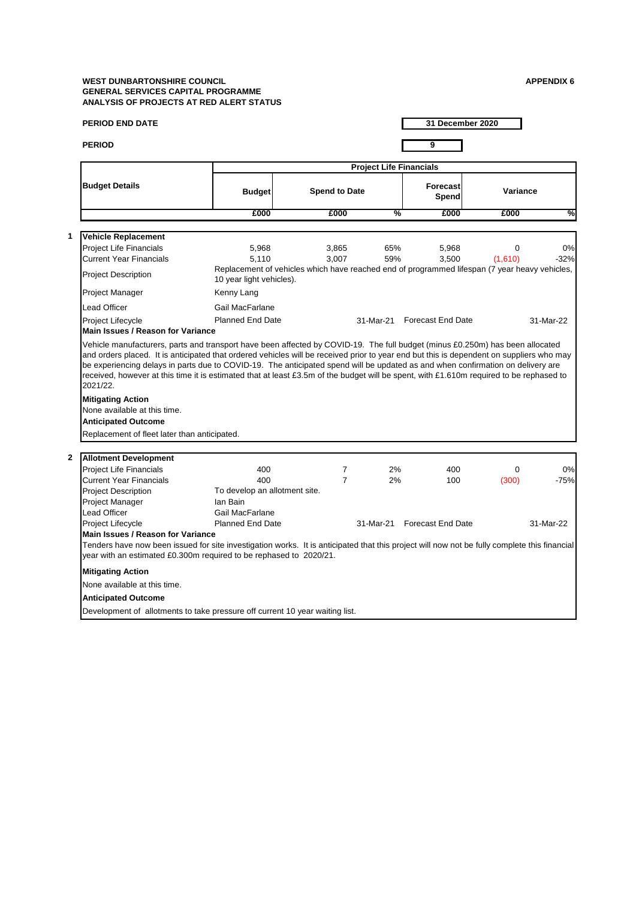**WEST DUNBARTONSHIRE COUNCIL**
**GENERAL SERVICES CAPITAL PROGRAMME**
**ANALYSIS OF PROJECTS AT RED ALERT STATUS**

**APPENDIX 6**

**PERIOD END DATE** 31 December 2020

**PERIOD** 9

| Budget Details | Project Life Financials | | | | | |
|---|---|---|---|---|---|---|
| | Budget | Spend to Date | | Forecast Spend | Variance | |
| | £000 | £000 | % | £000 | £000 | % |

**1 Vehicle Replacement**

| | | | | | | |
|---|---|---|---|---|---|---|
| Project Life Financials | 5,968 | 3,865 | 65% | 5,968 | 0 | 0% |
| Current Year Financials | 5,110 | 3,007 | 59% | 3,500 | (1,610) | -32% |

Project Description: Replacement of vehicles which have reached end of programmed lifespan (7 year heavy vehicles, 10 year light vehicles).

Project Manager: Kenny Lang

Lead Officer: Gail MacFarlane

Project Lifecycle: Planned End Date 31-Mar-21 Forecast End Date 31-Mar-22

**Main Issues / Reason for Variance**

Vehicle manufacturers, parts and transport have been affected by COVID-19. The full budget (minus £0.250m) has been allocated and orders placed. It is anticipated that ordered vehicles will be received prior to year end but this is dependent on suppliers who may be experiencing delays in parts due to COVID-19. The anticipated spend will be updated as and when confirmation on delivery are received, however at this time it is estimated that at least £3.5m of the budget will be spent, with £1.610m required to be rephased to 2021/22.

**Mitigating Action**

None available at this time.

**Anticipated Outcome**

Replacement of fleet later than anticipated.

**2 Allotment Development**

| | | | | | | |
|---|---|---|---|---|---|---|
| Project Life Financials | 400 | 7 | 2% | 400 | 0 | 0% |
| Current Year Financials | 400 | 7 | 2% | 100 | (300) | -75% |

Project Description: To develop an allotment site.

Project Manager: Ian Bain

Lead Officer: Gail MacFarlane

Project Lifecycle: Planned End Date 31-Mar-21 Forecast End Date 31-Mar-22

**Main Issues / Reason for Variance**

Tenders have now been issued for site investigation works. It is anticipated that this project will now not be fully complete this financial year with an estimated £0.300m required to be rephased to 2020/21.

**Mitigating Action**

None available at this time.

**Anticipated Outcome**

Development of allotments to take pressure off current 10 year waiting list.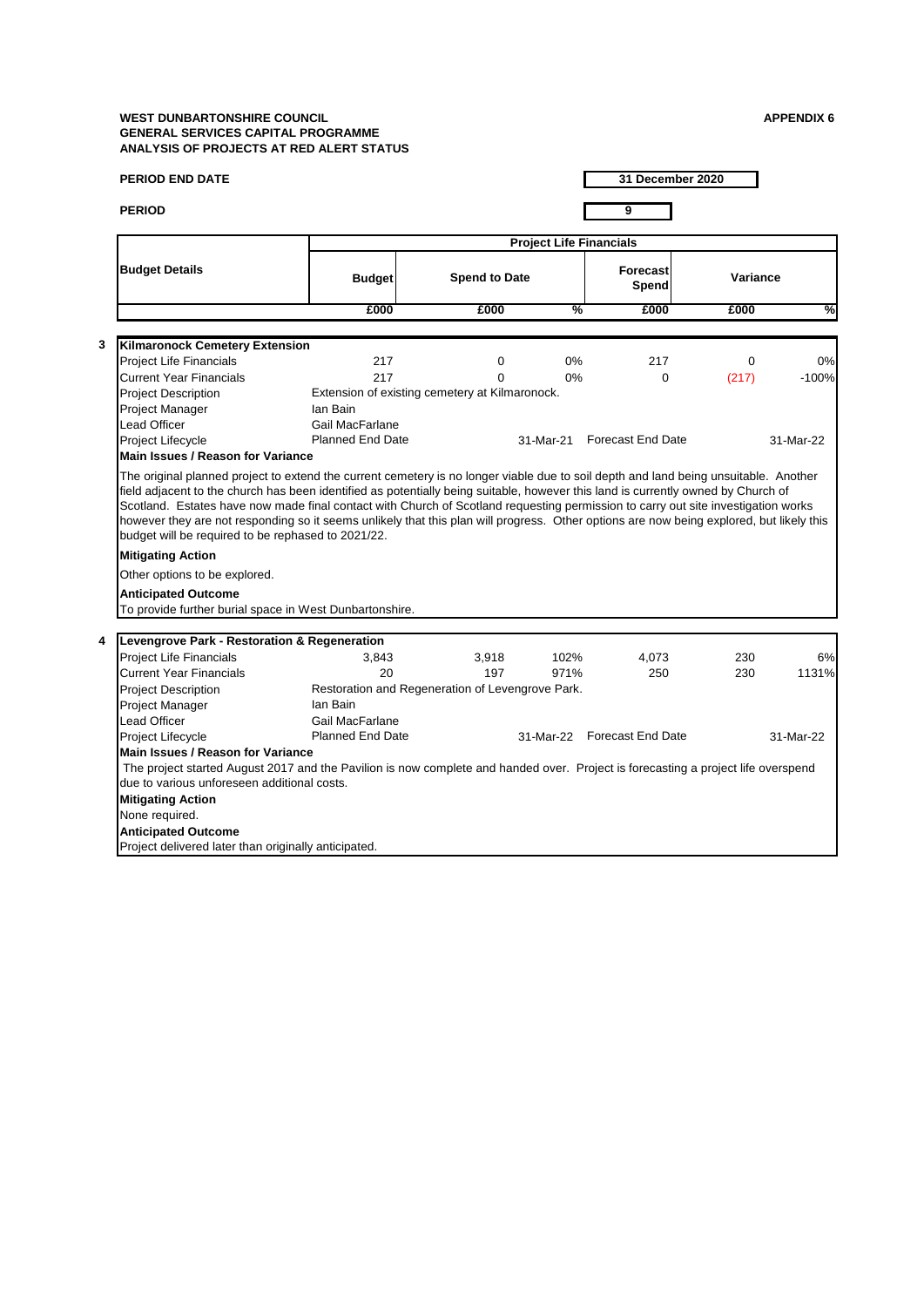**WEST DUNBARTONSHIRE COUNCIL**
**GENERAL SERVICES CAPITAL PROGRAMME**
**ANALYSIS OF PROJECTS AT RED ALERT STATUS**

**APPENDIX 6**

**PERIOD END DATE** 31 December 2020

**PERIOD** 9

| Budget Details | Project Life Financials | | | | | |
|---|---|---|---|---|---|---|
| | Budget | Spend to Date | | Forecast Spend | Variance | |
| | £000 | £000 | % | £000 | £000 | % |

**3 Kilmaronock Cemetery Extension**

| | | | | | | |
|---|---|---|---|---|---|---|
| Project Life Financials | 217 | 0 | 0% | 217 | 0 | 0% |
| Current Year Financials | 217 | 0 | 0% | 0 | (217) | -100% |

Project Description: Extension of existing cemetery at Kilmaronock.
Project Manager: Ian Bain
Lead Officer: Gail MacFarlane
Project Lifecycle: Planned End Date 31-Mar-21 Forecast End Date 31-Mar-22

**Main Issues / Reason for Variance**

The original planned project to extend the current cemetery is no longer viable due to soil depth and land being unsuitable. Another field adjacent to the church has been identified as potentially being suitable, however this land is currently owned by Church of Scotland. Estates have now made final contact with Church of Scotland requesting permission to carry out site investigation works however they are not responding so it seems unlikely that this plan will progress. Other options are now being explored, but likely this budget will be required to be rephased to 2021/22.

**Mitigating Action**

Other options to be explored.

**Anticipated Outcome**

To provide further burial space in West Dunbartonshire.

**4 Levengrove Park - Restoration & Regeneration**

| | | | | | | |
|---|---|---|---|---|---|---|
| Project Life Financials | 3,843 | 3,918 | 102% | 4,073 | 230 | 6% |
| Current Year Financials | 20 | 197 | 971% | 250 | 230 | 1131% |

Project Description: Restoration and Regeneration of Levengrove Park.
Project Manager: Ian Bain
Lead Officer: Gail MacFarlane
Project Lifecycle: Planned End Date 31-Mar-22 Forecast End Date 31-Mar-22

**Main Issues / Reason for Variance**

The project started August 2017 and the Pavilion is now complete and handed over. Project is forecasting a project life overspend due to various unforeseen additional costs.

**Mitigating Action**

None required.

**Anticipated Outcome**

Project delivered later than originally anticipated.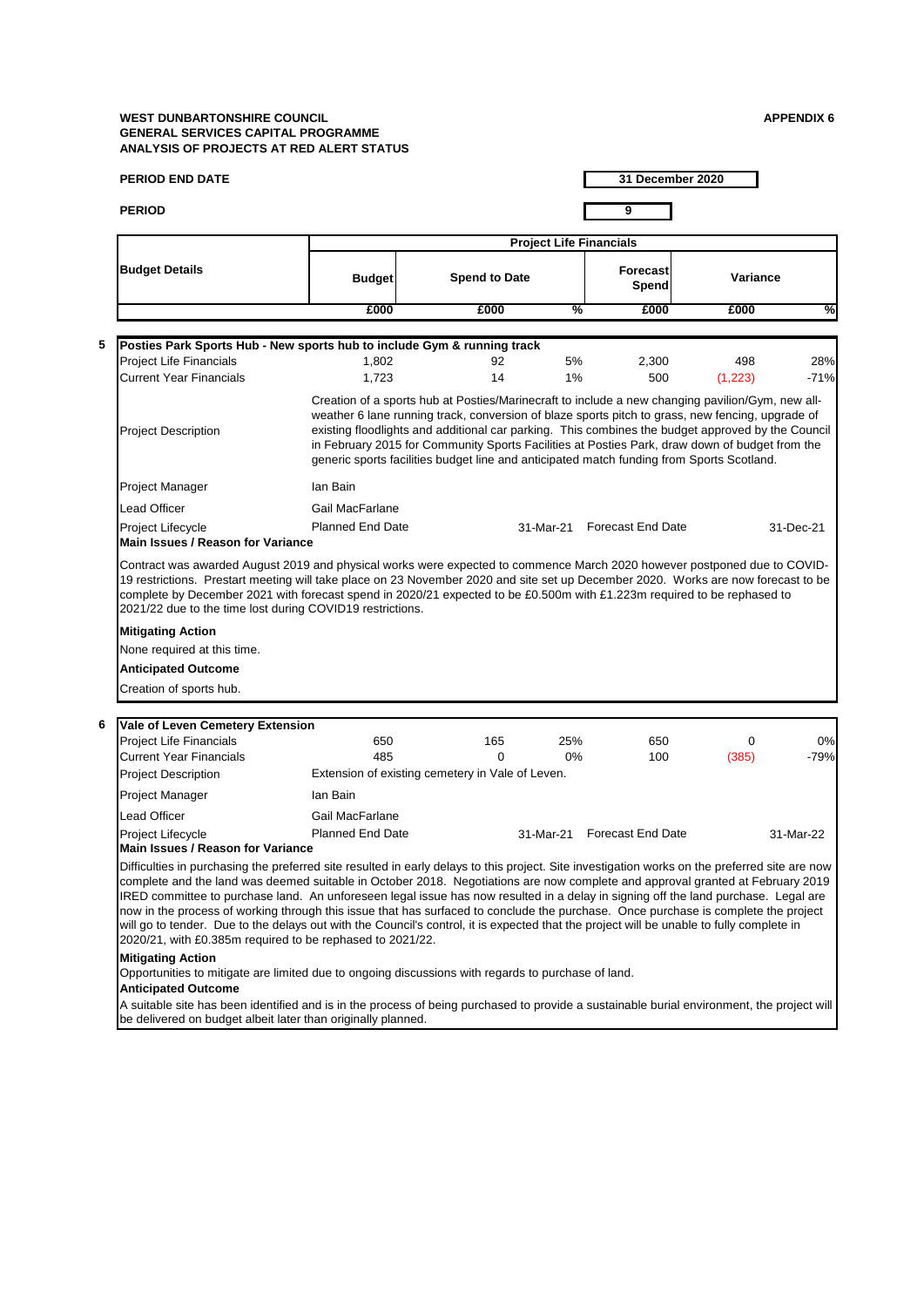**WEST DUNBARTONSHIRE COUNCIL**
**GENERAL SERVICES CAPITAL PROGRAMME**
**ANALYSIS OF PROJECTS AT RED ALERT STATUS**

**APPENDIX 6**

**PERIOD END DATE** 31 December 2020

**PERIOD** 9

| Budget Details | Project Life Financials | | | | | |
|---|---|---|---|---|---|---|
| | Budget | Spend to Date | | Forecast Spend | Variance | |
| | £000 | £000 | % | £000 | £000 | % |

**5 Posties Park Sports Hub - New sports hub to include Gym & running track**

| | Budget | Spend to Date | % | Forecast Spend | Variance | % |
|---|---|---|---|---|---|---|
| Project Life Financials | 1,802 | 92 | 5% | 2,300 | 498 | 28% |
| Current Year Financials | 1,723 | 14 | 1% | 500 | (1,223) | -71% |

**Project Description:** Creation of a sports hub at Posties/Marinecraft to include a new changing pavilion/Gym, new all-weather 6 lane running track, conversion of blaze sports pitch to grass, new fencing, upgrade of existing floodlights and additional car parking. This combines the budget approved by the Council in February 2015 for Community Sports Facilities at Posties Park, draw down of budget from the generic sports facilities budget line and anticipated match funding from Sports Scotland.

**Project Manager:** Ian Bain

**Lead Officer:** Gail MacFarlane

**Project Lifecycle:** Planned End Date 31-Mar-21 — Forecast End Date 31-Dec-21

**Main Issues / Reason for Variance**

Contract was awarded August 2019 and physical works were expected to commence March 2020 however postponed due to COVID-19 restrictions. Prestart meeting will take place on 23 November 2020 and site set up December 2020. Works are now forecast to be complete by December 2021 with forecast spend in 2020/21 expected to be £0.500m with £1.223m required to be rephased to 2021/22 due to the time lost during COVID19 restrictions.

**Mitigating Action**

None required at this time.

**Anticipated Outcome**

Creation of sports hub.

**6 Vale of Leven Cemetery Extension**

| | Budget | Spend to Date | % | Forecast Spend | Variance | % |
|---|---|---|---|---|---|---|
| Project Life Financials | 650 | 165 | 25% | 650 | 0 | 0% |
| Current Year Financials | 485 | 0 | 0% | 100 | (385) | -79% |

**Project Description:** Extension of existing cemetery in Vale of Leven.

**Project Manager:** Ian Bain

**Lead Officer:** Gail MacFarlane

**Project Lifecycle:** Planned End Date 31-Mar-21 — Forecast End Date 31-Mar-22

**Main Issues / Reason for Variance**

Difficulties in purchasing the preferred site resulted in early delays to this project. Site investigation works on the preferred site are now complete and the land was deemed suitable in October 2018. Negotiations are now complete and approval granted at February 2019 IRED committee to purchase land. An unforeseen legal issue has now resulted in a delay in signing off the land purchase. Legal are now in the process of working through this issue that has surfaced to conclude the purchase. Once purchase is complete the project will go to tender. Due to the delays out with the Council's control, it is expected that the project will be unable to fully complete in 2020/21, with £0.385m required to be rephased to 2021/22.

**Mitigating Action**

Opportunities to mitigate are limited due to ongoing discussions with regards to purchase of land.

**Anticipated Outcome**

A suitable site has been identified and is in the process of being purchased to provide a sustainable burial environment, the project will be delivered on budget albeit later than originally planned.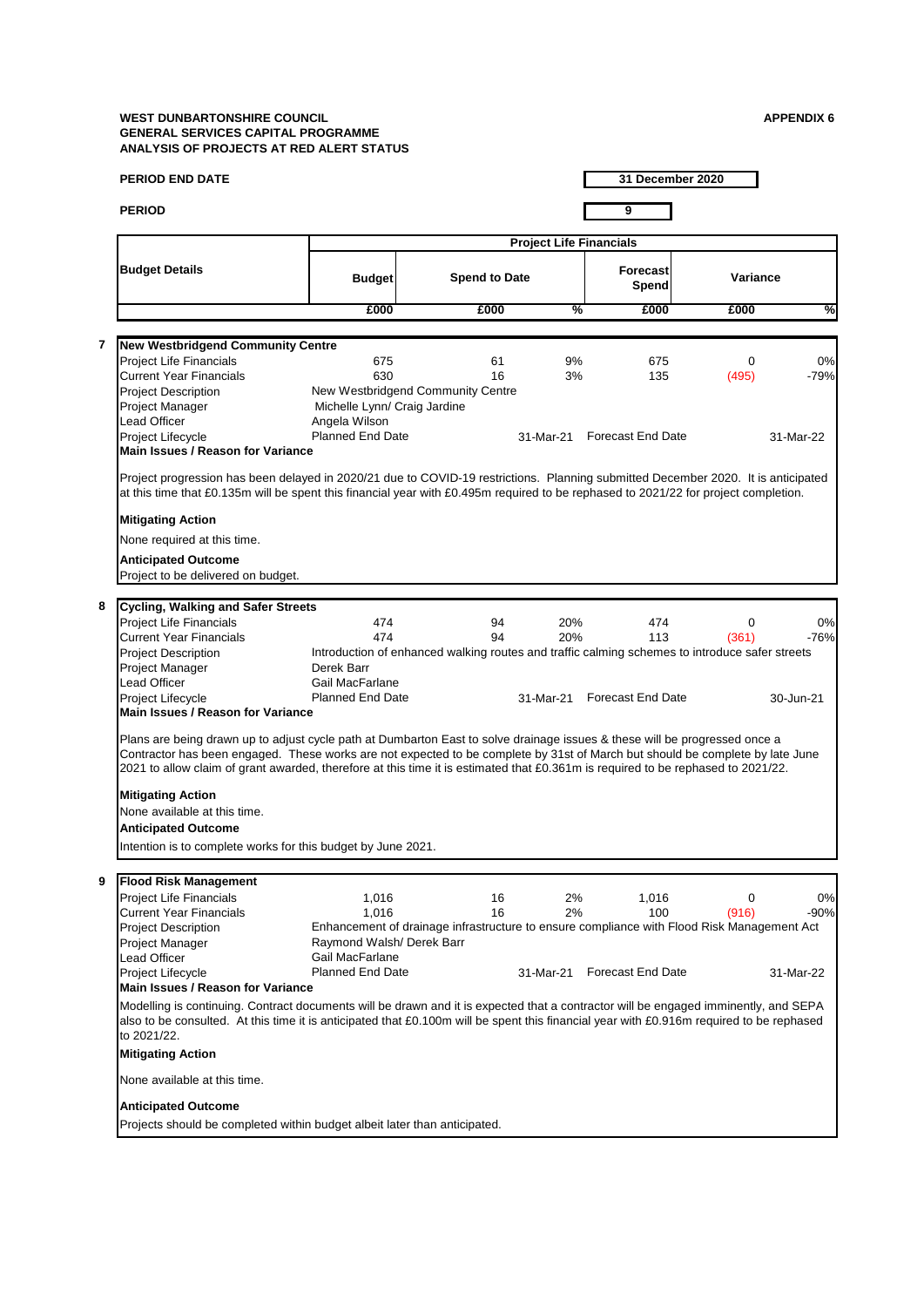**WEST DUNBARTONSHIRE COUNCIL** **APPENDIX 6**
**GENERAL SERVICES CAPITAL PROGRAMME**
**ANALYSIS OF PROJECTS AT RED ALERT STATUS**

**PERIOD END DATE** 31 December 2020

**PERIOD** 9

| Budget Details | Project Life Financials | | | | | |
|---|---|---|---|---|---|---|
| | Budget | Spend to Date | | Forecast Spend | Variance | |
| | £000 | £000 | % | £000 | £000 | % |

**7 New Westbridgend Community Centre**

| | | | | | | |
|---|---|---|---|---|---|---|
| Project Life Financials | 675 | 61 | 9% | 675 | 0 | 0% |
| Current Year Financials | 630 | 16 | 3% | 135 | (495) | -79% |
| Project Description | New Westbridgend Community Centre | | | | | |
| Project Manager | Michelle Lynn/ Craig Jardine | | | | | |
| Lead Officer | Angela Wilson | | | | | |
| Project Lifecycle | Planned End Date | | 31-Mar-21 | Forecast End Date | | 31-Mar-22 |

**Main Issues / Reason for Variance**

Project progression has been delayed in 2020/21 due to COVID-19 restrictions. Planning submitted December 2020. It is anticipated at this time that £0.135m will be spent this financial year with £0.495m required to be rephased to 2021/22 for project completion.

**Mitigating Action**

None required at this time.

**Anticipated Outcome**

Project to be delivered on budget.

**8 Cycling, Walking and Safer Streets**

| | | | | | | |
|---|---|---|---|---|---|---|
| Project Life Financials | 474 | 94 | 20% | 474 | 0 | 0% |
| Current Year Financials | 474 | 94 | 20% | 113 | (361) | -76% |
| Project Description | Introduction of enhanced walking routes and traffic calming schemes to introduce safer streets | | | | | |
| Project Manager | Derek Barr | | | | | |
| Lead Officer | Gail MacFarlane | | | | | |
| Project Lifecycle | Planned End Date | | 31-Mar-21 | Forecast End Date | | 30-Jun-21 |

**Main Issues / Reason for Variance**

Plans are being drawn up to adjust cycle path at Dumbarton East to solve drainage issues & these will be progressed once a Contractor has been engaged. These works are not expected to be complete by 31st of March but should be complete by late June 2021 to allow claim of grant awarded, therefore at this time it is estimated that £0.361m is required to be rephased to 2021/22.

**Mitigating Action**

None available at this time.

**Anticipated Outcome**

Intention is to complete works for this budget by June 2021.

**9 Flood Risk Management**

| | | | | | | |
|---|---|---|---|---|---|---|
| Project Life Financials | 1,016 | 16 | 2% | 1,016 | 0 | 0% |
| Current Year Financials | 1,016 | 16 | 2% | 100 | (916) | -90% |
| Project Description | Enhancement of drainage infrastructure to ensure compliance with Flood Risk Management Act | | | | | |
| Project Manager | Raymond Walsh/ Derek Barr | | | | | |
| Lead Officer | Gail MacFarlane | | | | | |
| Project Lifecycle | Planned End Date | | 31-Mar-21 | Forecast End Date | | 31-Mar-22 |

**Main Issues / Reason for Variance**

Modelling is continuing. Contract documents will be drawn and it is expected that a contractor will be engaged imminently, and SEPA also to be consulted. At this time it is anticipated that £0.100m will be spent this financial year with £0.916m required to be rephased to 2021/22.

**Mitigating Action**

None available at this time.

**Anticipated Outcome**

Projects should be completed within budget albeit later than anticipated.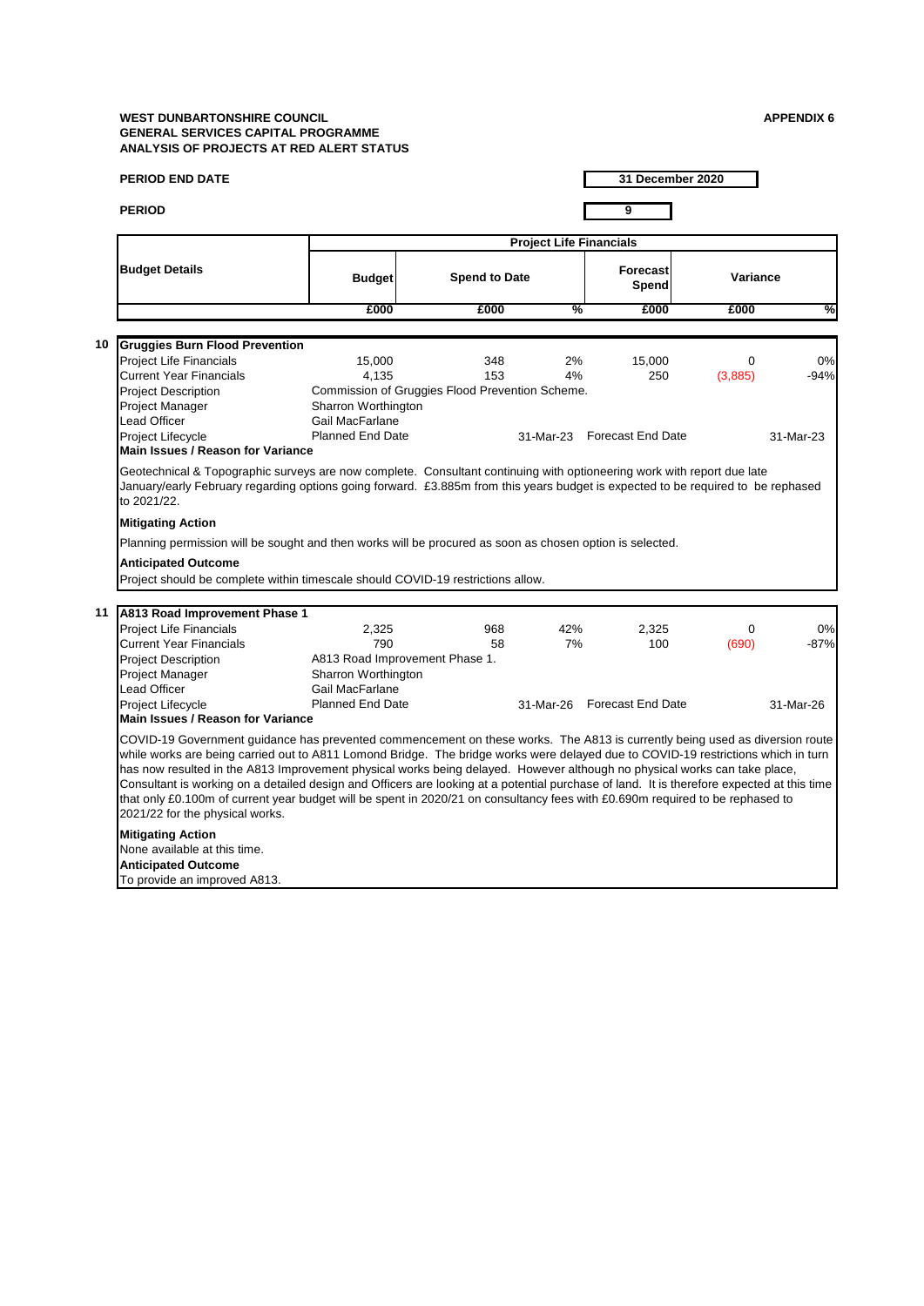**WEST DUNBARTONSHIRE COUNCIL**
**GENERAL SERVICES CAPITAL PROGRAMME**
**ANALYSIS OF PROJECTS AT RED ALERT STATUS**

**APPENDIX 6**

**PERIOD END DATE** 31 December 2020

**PERIOD** 9

| Budget Details | Project Life Financials | | | | | |
|---|---|---|---|---|---|---|
| | Budget | Spend to Date | | Forecast Spend | Variance | |
| | £000 | £000 | % | £000 | £000 | % |

## 10 Gruggies Burn Flood Prevention

| | | | | | | |
|---|---|---|---|---|---|---|
| Project Life Financials | 15,000 | 348 | 2% | 15,000 | 0 | 0% |
| Current Year Financials | 4,135 | 153 | 4% | 250 | (3,885) | -94% |
| Project Description | Commission of Gruggies Flood Prevention Scheme. | | | | | |
| Project Manager | Sharron Worthington | | | | | |
| Lead Officer | Gail MacFarlane | | | | | |
| Project Lifecycle | Planned End Date | | 31-Mar-23 | Forecast End Date | | 31-Mar-23 |

**Main Issues / Reason for Variance**

Geotechnical & Topographic surveys are now complete. Consultant continuing with optioneering work with report due late January/early February regarding options going forward. £3.885m from this years budget is expected to be required to be rephased to 2021/22.

**Mitigating Action**

Planning permission will be sought and then works will be procured as soon as chosen option is selected.

**Anticipated Outcome**

Project should be complete within timescale should COVID-19 restrictions allow.

## 11 A813 Road Improvement Phase 1

| | | | | | | |
|---|---|---|---|---|---|---|
| Project Life Financials | 2,325 | 968 | 42% | 2,325 | 0 | 0% |
| Current Year Financials | 790 | 58 | 7% | 100 | (690) | -87% |
| Project Description | A813 Road Improvement Phase 1. | | | | | |
| Project Manager | Sharron Worthington | | | | | |
| Lead Officer | Gail MacFarlane | | | | | |
| Project Lifecycle | Planned End Date | | 31-Mar-26 | Forecast End Date | | 31-Mar-26 |

**Main Issues / Reason for Variance**

COVID-19 Government guidance has prevented commencement on these works. The A813 is currently being used as diversion route while works are being carried out to A811 Lomond Bridge. The bridge works were delayed due to COVID-19 restrictions which in turn has now resulted in the A813 Improvement physical works being delayed. However although no physical works can take place, Consultant is working on a detailed design and Officers are looking at a potential purchase of land. It is therefore expected at this time that only £0.100m of current year budget will be spent in 2020/21 on consultancy fees with £0.690m required to be rephased to 2021/22 for the physical works.

**Mitigating Action**

None available at this time.

**Anticipated Outcome**

To provide an improved A813.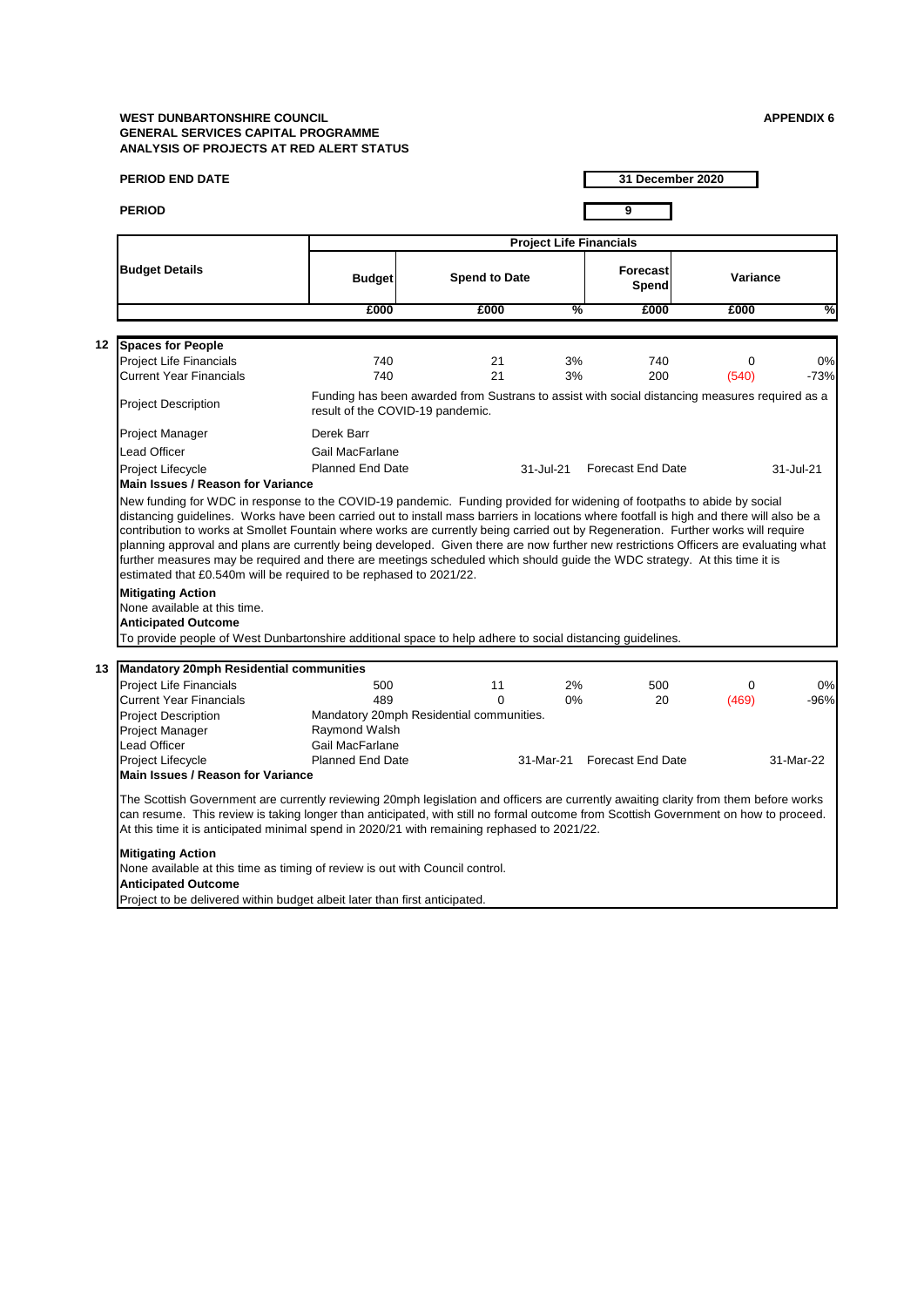**WEST DUNBARTONSHIRE COUNCIL** **APPENDIX 6**
**GENERAL SERVICES CAPITAL PROGRAMME**
**ANALYSIS OF PROJECTS AT RED ALERT STATUS**

**PERIOD END DATE** 31 December 2020

**PERIOD** 9

| Budget Details | Project Life Financials | | | | | |
|---|---|---|---|---|---|---|
| | Budget | Spend to Date | | Forecast Spend | Variance | |
| | £000 | £000 | % | £000 | £000 | % |

**12 Spaces for People**

| | | | | | | |
|---|---|---|---|---|---|---|
| Project Life Financials | 740 | 21 | 3% | 740 | 0 | 0% |
| Current Year Financials | 740 | 21 | 3% | 200 | (540) | -73% |

| | |
|---|---|
| Project Description | Funding has been awarded from Sustrans to assist with social distancing measures required as a result of the COVID-19 pandemic. |
| Project Manager | Derek Barr |
| Lead Officer | Gail MacFarlane |
| Project Lifecycle | Planned End Date 31-Jul-21 Forecast End Date 31-Jul-21 |

**Main Issues / Reason for Variance**

New funding for WDC in response to the COVID-19 pandemic. Funding provided for widening of footpaths to abide by social distancing guidelines. Works have been carried out to install mass barriers in locations where footfall is high and there will also be a contribution to works at Smollet Fountain where works are currently being carried out by Regeneration. Further works will require planning approval and plans are currently being developed. Given there are now further new restrictions Officers are evaluating what further measures may be required and there are meetings scheduled which should guide the WDC strategy. At this time it is estimated that £0.540m will be required to be rephased to 2021/22.

**Mitigating Action**

None available at this time.

**Anticipated Outcome**

To provide people of West Dunbartonshire additional space to help adhere to social distancing guidelines.

**13 Mandatory 20mph Residential communities**

| | | | | | | |
|---|---|---|---|---|---|---|
| Project Life Financials | 500 | 11 | 2% | 500 | 0 | 0% |
| Current Year Financials | 489 | 0 | 0% | 20 | (469) | -96% |

| | |
|---|---|
| Project Description | Mandatory 20mph Residential communities. |
| Project Manager | Raymond Walsh |
| Lead Officer | Gail MacFarlane |
| Project Lifecycle | Planned End Date 31-Mar-21 Forecast End Date 31-Mar-22 |

**Main Issues / Reason for Variance**

The Scottish Government are currently reviewing 20mph legislation and officers are currently awaiting clarity from them before works can resume. This review is taking longer than anticipated, with still no formal outcome from Scottish Government on how to proceed. At this time it is anticipated minimal spend in 2020/21 with remaining rephased to 2021/22.

**Mitigating Action**

None available at this time as timing of review is out with Council control.

**Anticipated Outcome**

Project to be delivered within budget albeit later than first anticipated.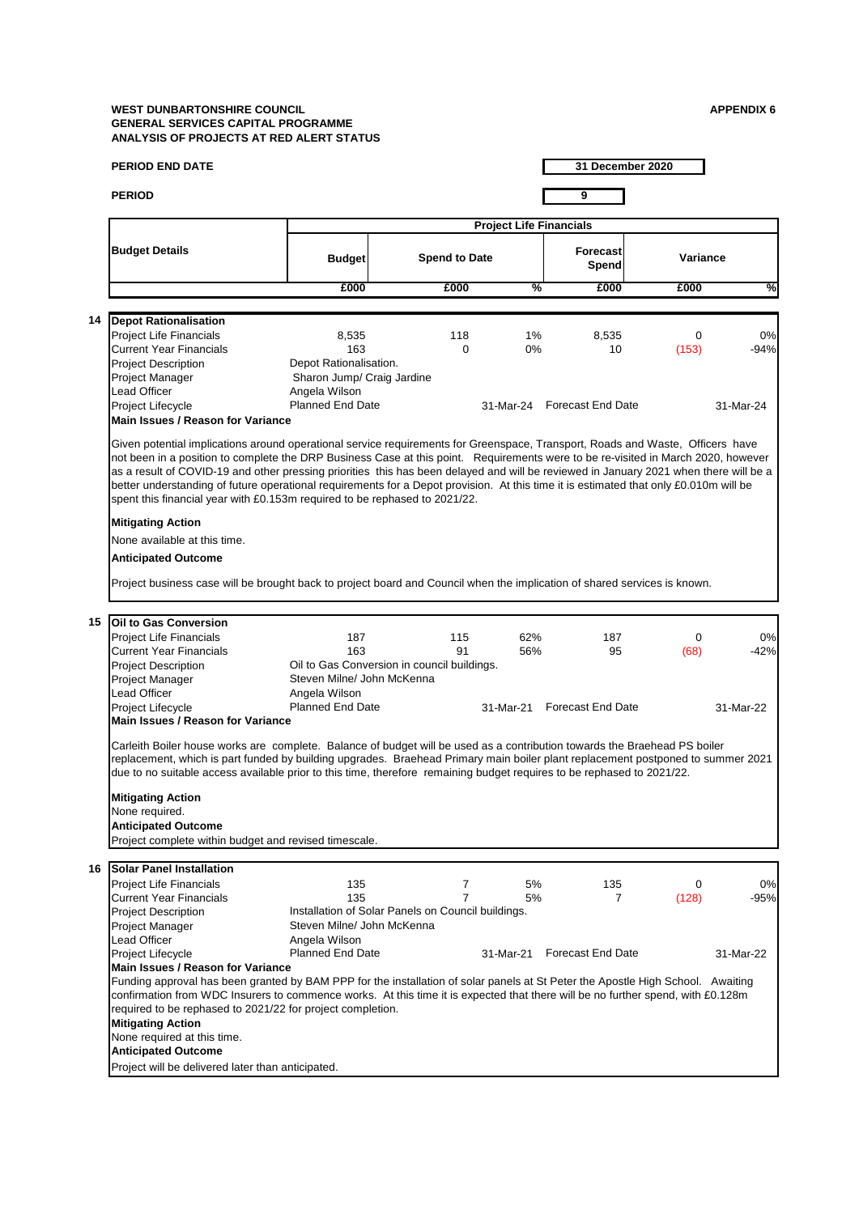**WEST DUNBARTONSHIRE COUNCIL**
**GENERAL SERVICES CAPITAL PROGRAMME**
**ANALYSIS OF PROJECTS AT RED ALERT STATUS**

**APPENDIX 6**

**PERIOD END DATE** 31 December 2020

**PERIOD** 9

| Budget Details | Project Life Financials | | | | | |
|---|---|---|---|---|---|---|
| | Budget | Spend to Date | | Forecast Spend | Variance | |
| | £000 | £000 | % | £000 | £000 | % |

**14 Depot Rationalisation**

| | | | | | | |
|---|---|---|---|---|---|---|
| Project Life Financials | 8,535 | 118 | 1% | 8,535 | 0 | 0% |
| Current Year Financials | 163 | 0 | 0% | 10 | (153) | -94% |

Project Description: Depot Rationalisation.
Project Manager: Sharon Jump/ Craig Jardine
Lead Officer: Angela Wilson
Project Lifecycle: Planned End Date 31-Mar-24 Forecast End Date 31-Mar-24

**Main Issues / Reason for Variance**

Given potential implications around operational service requirements for Greenspace, Transport, Roads and Waste, Officers have not been in a position to complete the DRP Business Case at this point. Requirements were to be re-visited in March 2020, however as a result of COVID-19 and other pressing priorities this has been delayed and will be reviewed in January 2021 when there will be a better understanding of future operational requirements for a Depot provision. At this time it is estimated that only £0.010m will be spent this financial year with £0.153m required to be rephased to 2021/22.

**Mitigating Action**

None available at this time.

**Anticipated Outcome**

Project business case will be brought back to project board and Council when the implication of shared services is known.

**15 Oil to Gas Conversion**

| | | | | | | |
|---|---|---|---|---|---|---|
| Project Life Financials | 187 | 115 | 62% | 187 | 0 | 0% |
| Current Year Financials | 163 | 91 | 56% | 95 | (68) | -42% |

Project Description: Oil to Gas Conversion in council buildings.
Project Manager: Steven Milne/ John McKenna
Lead Officer: Angela Wilson
Project Lifecycle: Planned End Date 31-Mar-21 Forecast End Date 31-Mar-22

**Main Issues / Reason for Variance**

Carleith Boiler house works are complete. Balance of budget will be used as a contribution towards the Braehead PS boiler replacement, which is part funded by building upgrades. Braehead Primary main boiler plant replacement postponed to summer 2021 due to no suitable access available prior to this time, therefore remaining budget requires to be rephased to 2021/22.

**Mitigating Action**

None required.

**Anticipated Outcome**

Project complete within budget and revised timescale.

**16 Solar Panel Installation**

| | | | | | | |
|---|---|---|---|---|---|---|
| Project Life Financials | 135 | 7 | 5% | 135 | 0 | 0% |
| Current Year Financials | 135 | 7 | 5% | 7 | (128) | -95% |

Project Description: Installation of Solar Panels on Council buildings.
Project Manager: Steven Milne/ John McKenna
Lead Officer: Angela Wilson
Project Lifecycle: Planned End Date 31-Mar-21 Forecast End Date 31-Mar-22

**Main Issues / Reason for Variance**

Funding approval has been granted by BAM PPP for the installation of solar panels at St Peter the Apostle High School. Awaiting confirmation from WDC Insurers to commence works. At this time it is expected that there will be no further spend, with £0.128m required to be rephased to 2021/22 for project completion.

**Mitigating Action**

None required at this time.

**Anticipated Outcome**

Project will be delivered later than anticipated.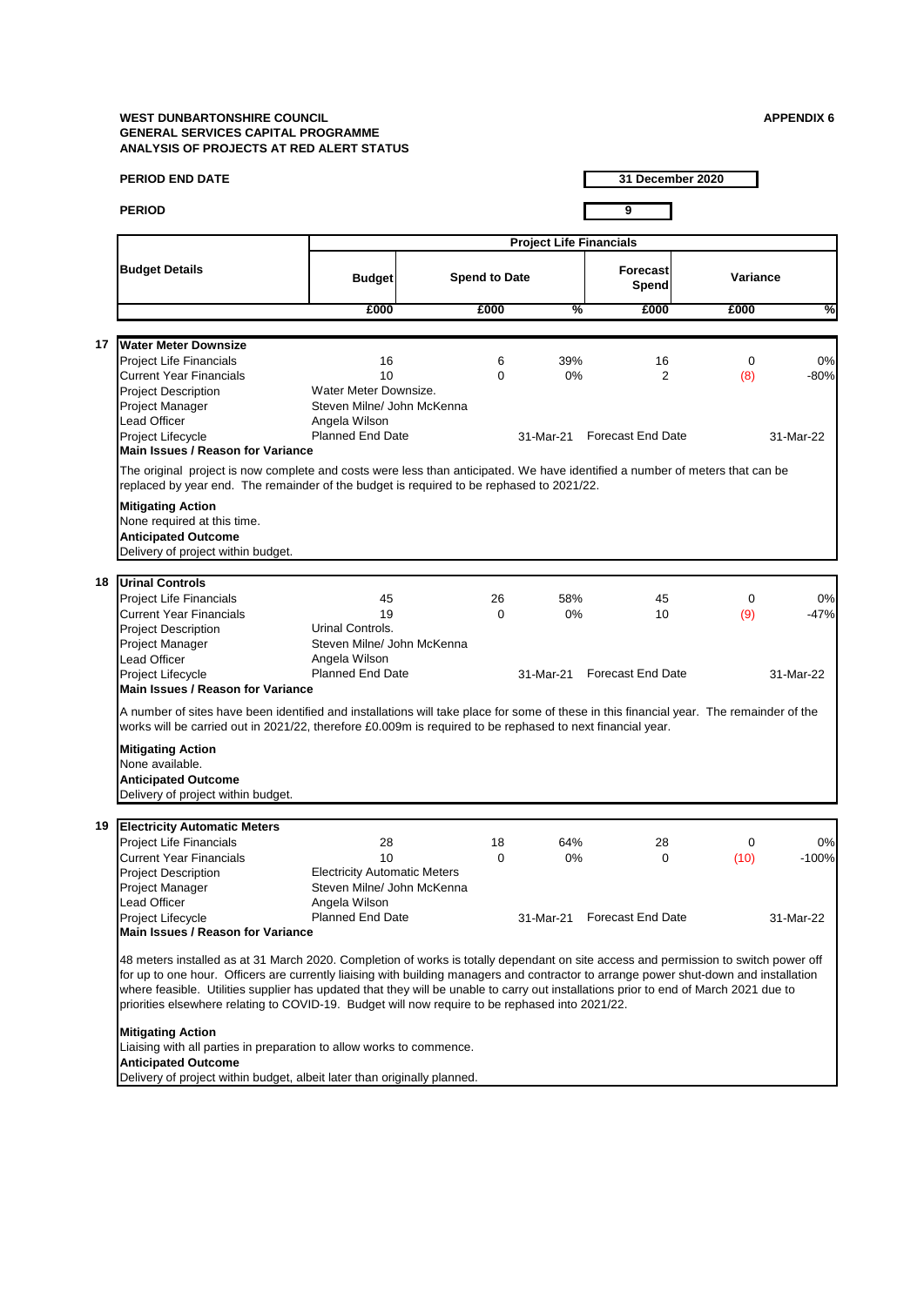**WEST DUNBARTONSHIRE COUNCIL** **APPENDIX 6**
**GENERAL SERVICES CAPITAL PROGRAMME**
**ANALYSIS OF PROJECTS AT RED ALERT STATUS**

**PERIOD END DATE** **31 December 2020**

**PERIOD** **9**

| | Project Life Financials | | | | | |
|---|---|---|---|---|---|---|
| **Budget Details** | **Budget** | **Spend to Date** | | **Forecast Spend** | **Variance** | |
| | £000 | £000 | % | £000 | £000 | % |

**17 Water Meter Downsize**

| | | | | | | |
|---|---|---|---|---|---|---|
| Project Life Financials | 16 | 6 | 39% | 16 | 0 | 0% |
| Current Year Financials | 10 | 0 | 0% | 2 | (8) | -80% |
| Project Description | Water Meter Downsize. | | | | | |
| Project Manager | Steven Milne/ John McKenna | | | | | |
| Lead Officer | Angela Wilson | | | | | |
| Project Lifecycle | Planned End Date | | 31-Mar-21 | Forecast End Date | | 31-Mar-22 |

**Main Issues / Reason for Variance**

The original project is now complete and costs were less than anticipated. We have identified a number of meters that can be replaced by year end. The remainder of the budget is required to be rephased to 2021/22.

**Mitigating Action**
None required at this time.
**Anticipated Outcome**
Delivery of project within budget.

**18 Urinal Controls**

| | | | | | | |
|---|---|---|---|---|---|---|
| Project Life Financials | 45 | 26 | 58% | 45 | 0 | 0% |
| Current Year Financials | 19 | 0 | 0% | 10 | (9) | -47% |
| Project Description | Urinal Controls. | | | | | |
| Project Manager | Steven Milne/ John McKenna | | | | | |
| Lead Officer | Angela Wilson | | | | | |
| Project Lifecycle | Planned End Date | | 31-Mar-21 | Forecast End Date | | 31-Mar-22 |

**Main Issues / Reason for Variance**

A number of sites have been identified and installations will take place for some of these in this financial year. The remainder of the works will be carried out in 2021/22, therefore £0.009m is required to be rephased to next financial year.

**Mitigating Action**
None available.
**Anticipated Outcome**
Delivery of project within budget.

**19 Electricity Automatic Meters**

| | | | | | | |
|---|---|---|---|---|---|---|
| Project Life Financials | 28 | 18 | 64% | 28 | 0 | 0% |
| Current Year Financials | 10 | 0 | 0% | 0 | (10) | -100% |
| Project Description | Electricity Automatic Meters | | | | | |
| Project Manager | Steven Milne/ John McKenna | | | | | |
| Lead Officer | Angela Wilson | | | | | |
| Project Lifecycle | Planned End Date | | 31-Mar-21 | Forecast End Date | | 31-Mar-22 |

**Main Issues / Reason for Variance**

48 meters installed as at 31 March 2020. Completion of works is totally dependant on site access and permission to switch power off for up to one hour. Officers are currently liaising with building managers and contractor to arrange power shut-down and installation where feasible. Utilities supplier has updated that they will be unable to carry out installations prior to end of March 2021 due to priorities elsewhere relating to COVID-19. Budget will now require to be rephased into 2021/22.

**Mitigating Action**
Liaising with all parties in preparation to allow works to commence.
**Anticipated Outcome**
Delivery of project within budget, albeit later than originally planned.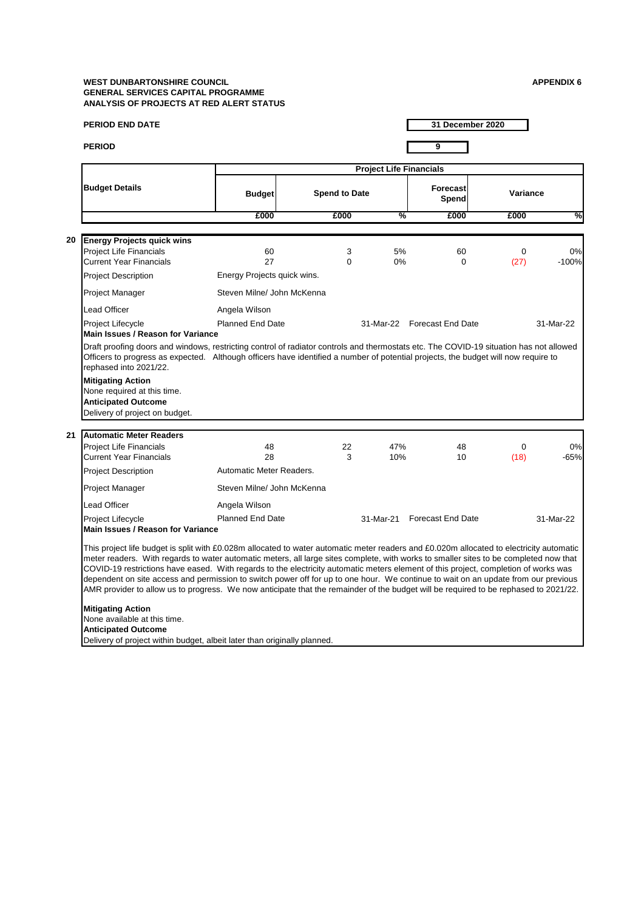**WEST DUNBARTONSHIRE COUNCIL** **APPENDIX 6**
**GENERAL SERVICES CAPITAL PROGRAMME**
**ANALYSIS OF PROJECTS AT RED ALERT STATUS**

**PERIOD END DATE** **31 December 2020**

**PERIOD** **9**

| | Budget Details | Project Life Financials | | | | | |
|---|---|---|---|---|---|---|---|
| | | Budget | Spend to Date | | Forecast Spend | Variance | |
| | | £000 | £000 | % | £000 | £000 | % |
| **20** | **Energy Projects quick wins** | | | | | | |
| | Project Life Financials | 60 | 3 | 5% | 60 | 0 | 0% |
| | Current Year Financials | 27 | 0 | 0% | 0 | (27) | -100% |

| | |
|---|---|
| Project Description | Energy Projects quick wins. |
| Project Manager | Steven Milne/ John McKenna |
| Lead Officer | Angela Wilson |
| Project Lifecycle | Planned End Date 31-Mar-22 Forecast End Date 31-Mar-22 |

**Main Issues / Reason for Variance**

Draft proofing doors and windows, restricting control of radiator controls and thermostats etc. The COVID-19 situation has not allowed Officers to progress as expected. Although officers have identified a number of potential projects, the budget will now require to rephased into 2021/22.

**Mitigating Action**
None required at this time.
**Anticipated Outcome**
Delivery of project on budget.

| | Budget Details | Budget | Spend to Date | % | Forecast Spend | Variance | % |
|---|---|---|---|---|---|---|---|
| **21** | **Automatic Meter Readers** | | | | | | |
| | Project Life Financials | 48 | 22 | 47% | 48 | 0 | 0% |
| | Current Year Financials | 28 | 3 | 10% | 10 | (18) | -65% |

| | |
|---|---|
| Project Description | Automatic Meter Readers. |
| Project Manager | Steven Milne/ John McKenna |
| Lead Officer | Angela Wilson |
| Project Lifecycle | Planned End Date 31-Mar-21 Forecast End Date 31-Mar-22 |

**Main Issues / Reason for Variance**

This project life budget is split with £0.028m allocated to water automatic meter readers and £0.020m allocated to electricity automatic meter readers. With regards to water automatic meters, all large sites complete, with works to smaller sites to be completed now that COVID-19 restrictions have eased. With regards to the electricity automatic meters element of this project, completion of works was dependent on site access and permission to switch power off for up to one hour. We continue to wait on an update from our previous AMR provider to allow us to progress. We now anticipate that the remainder of the budget will be required to be rephased to 2021/22.

**Mitigating Action**
None available at this time.
**Anticipated Outcome**
Delivery of project within budget, albeit later than originally planned.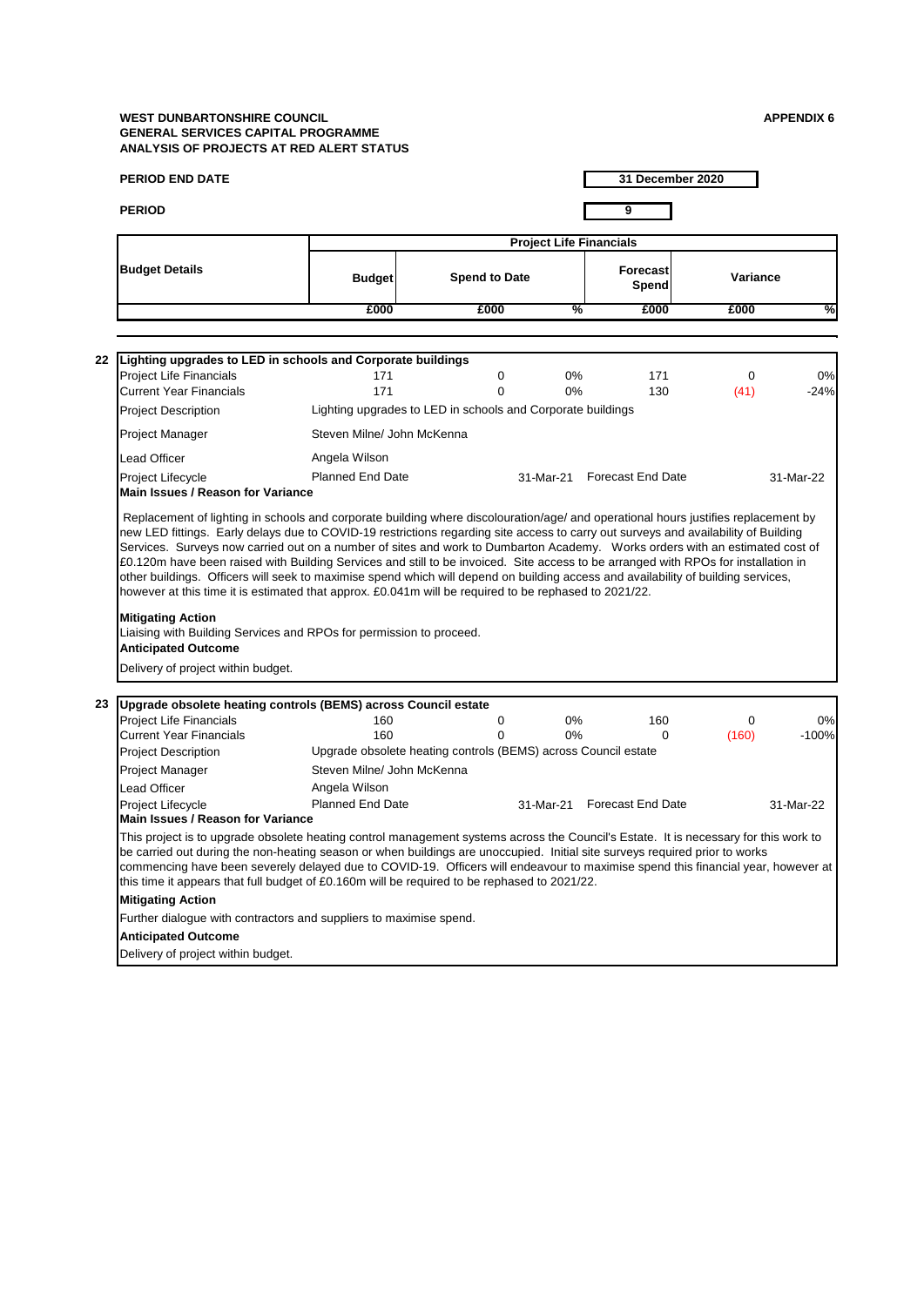**WEST DUNBARTONSHIRE COUNCIL**
**GENERAL SERVICES CAPITAL PROGRAMME**
**ANALYSIS OF PROJECTS AT RED ALERT STATUS**

**APPENDIX 6**

**PERIOD END DATE** 31 December 2020

**PERIOD** 9

| Budget Details | Project Life Financials | | | | | |
|---|---|---|---|---|---|---|
| | Budget | Spend to Date | | Forecast Spend | Variance | |
| | £000 | £000 | % | £000 | £000 | % |

**22 Lighting upgrades to LED in schools and Corporate buildings**

| | Budget | Spend to Date | % | Forecast Spend | Variance | % |
|---|---|---|---|---|---|---|
| Project Life Financials | 171 | 0 | 0% | 171 | 0 | 0% |
| Current Year Financials | 171 | 0 | 0% | 130 | (41) | -24% |

| | |
|---|---|
| Project Description | Lighting upgrades to LED in schools and Corporate buildings |
| Project Manager | Steven Milne/ John McKenna |
| Lead Officer | Angela Wilson |
| Project Lifecycle | Planned End Date 31-Mar-21 Forecast End Date 31-Mar-22 |

**Main Issues / Reason for Variance**

Replacement of lighting in schools and corporate building where discolouration/age/ and operational hours justifies replacement by new LED fittings. Early delays due to COVID-19 restrictions regarding site access to carry out surveys and availability of Building Services. Surveys now carried out on a number of sites and work to Dumbarton Academy. Works orders with an estimated cost of £0.120m have been raised with Building Services and still to be invoiced. Site access to be arranged with RPOs for installation in other buildings. Officers will seek to maximise spend which will depend on building access and availability of building services, however at this time it is estimated that approx. £0.041m will be required to be rephased to 2021/22.

**Mitigating Action**

Liaising with Building Services and RPOs for permission to proceed.

**Anticipated Outcome**

Delivery of project within budget.

**23 Upgrade obsolete heating controls (BEMS) across Council estate**

| | Budget | Spend to Date | % | Forecast Spend | Variance | % |
|---|---|---|---|---|---|---|
| Project Life Financials | 160 | 0 | 0% | 160 | 0 | 0% |
| Current Year Financials | 160 | 0 | 0% | 0 | (160) | -100% |

| | |
|---|---|
| Project Description | Upgrade obsolete heating controls (BEMS) across Council estate |
| Project Manager | Steven Milne/ John McKenna |
| Lead Officer | Angela Wilson |
| Project Lifecycle | Planned End Date 31-Mar-21 Forecast End Date 31-Mar-22 |

**Main Issues / Reason for Variance**

This project is to upgrade obsolete heating control management systems across the Council's Estate. It is necessary for this work to be carried out during the non-heating season or when buildings are unoccupied. Initial site surveys required prior to works commencing have been severely delayed due to COVID-19. Officers will endeavour to maximise spend this financial year, however at this time it appears that full budget of £0.160m will be required to be rephased to 2021/22.

**Mitigating Action**

Further dialogue with contractors and suppliers to maximise spend.

**Anticipated Outcome**

Delivery of project within budget.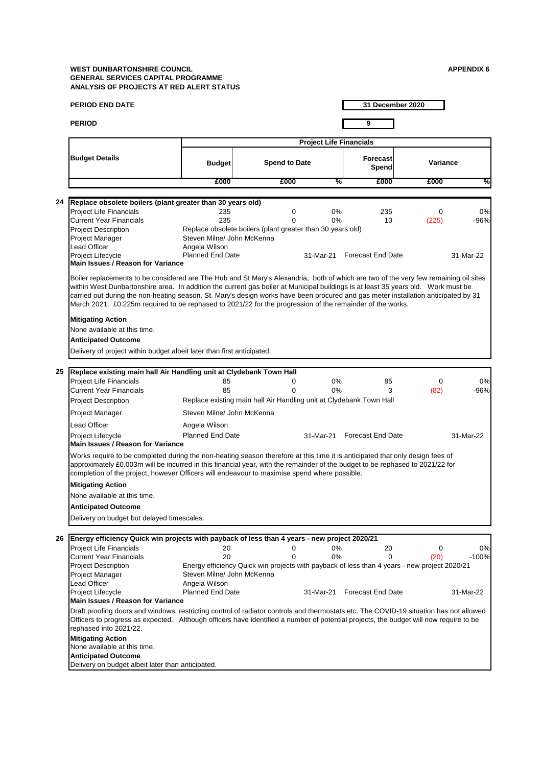**WEST DUNBARTONSHIRE COUNCIL**
**GENERAL SERVICES CAPITAL PROGRAMME**
**ANALYSIS OF PROJECTS AT RED ALERT STATUS**

**APPENDIX 6**

**PERIOD END DATE** 31 December 2020

**PERIOD** 9

| | Budget Details | Project Life Financials | | | | | |
|---|---|---|---|---|---|---|---|
| | | Budget | Spend to Date | | Forecast Spend | Variance | |
| | | £000 | £000 | % | £000 | £000 | % |
| **24** | **Replace obsolete boilers (plant greater than 30 years old)** | | | | | | |
| | Project Life Financials | 235 | 0 | 0% | 235 | 0 | 0% |
| | Current Year Financials | 235 | 0 | 0% | 10 | (225) | -96% |
| | Project Description | Replace obsolete boilers (plant greater than 30 years old) | | | | | |
| | Project Manager | Steven Milne/ John McKenna | | | | | |
| | Lead Officer | Angela Wilson | | | | | |
| | Project Lifecycle | Planned End Date | | 31-Mar-21 | Forecast End Date | | 31-Mar-22 |

**Main Issues / Reason for Variance**

Boiler replacements to be considered are The Hub and St Mary's Alexandria, both of which are two of the very few remaining oil sites within West Dunbartonshire area. In addition the current gas boiler at Municipal buildings is at least 35 years old. Work must be carried out during the non-heating season. St. Mary's design works have been procured and gas meter installation anticipated by 31 March 2021. £0.225m required to be rephased to 2021/22 for the progression of the remainder of the works.

**Mitigating Action**

None available at this time.

**Anticipated Outcome**

Delivery of project within budget albeit later than first anticipated.

| | Budget Details | Budget | Spend to Date | % | Forecast Spend | Variance £000 | Variance % |
|---|---|---|---|---|---|---|---|
| **25** | **Replace existing main hall Air Handling unit at Clydebank Town Hall** | | | | | | |
| | Project Life Financials | 85 | 0 | 0% | 85 | 0 | 0% |
| | Current Year Financials | 85 | 0 | 0% | 3 | (82) | -96% |
| | Project Description | Replace existing main hall Air Handling unit at Clydebank Town Hall | | | | | |
| | Project Manager | Steven Milne/ John McKenna | | | | | |
| | Lead Officer | Angela Wilson | | | | | |
| | Project Lifecycle | Planned End Date | | 31-Mar-21 | Forecast End Date | | 31-Mar-22 |

**Main Issues / Reason for Variance**

Works require to be completed during the non-heating season therefore at this time it is anticipated that only design fees of approximately £0.003m will be incurred in this financial year, with the remainder of the budget to be rephased to 2021/22 for completion of the project, however Officers will endeavour to maximise spend where possible.

**Mitigating Action**

None available at this time.

**Anticipated Outcome**

Delivery on budget but delayed timescales.

| | Budget Details | Budget | Spend to Date | % | Forecast Spend | Variance £000 | Variance % |
|---|---|---|---|---|---|---|---|
| **26** | **Energy efficiency Quick win projects with payback of less than 4 years - new project 2020/21** | | | | | | |
| | Project Life Financials | 20 | 0 | 0% | 20 | 0 | 0% |
| | Current Year Financials | 20 | 0 | 0% | 0 | (20) | -100% |
| | Project Description | Energy efficiency Quick win projects with payback of less than 4 years - new project 2020/21 | | | | | |
| | Project Manager | Steven Milne/ John McKenna | | | | | |
| | Lead Officer | Angela Wilson | | | | | |
| | Project Lifecycle | Planned End Date | | 31-Mar-21 | Forecast End Date | | 31-Mar-22 |

**Main Issues / Reason for Variance**

Draft proofing doors and windows, restricting control of radiator controls and thermostats etc. The COVID-19 situation has not allowed Officers to progress as expected. Although officers have identified a number of potential projects, the budget will now require to be rephased into 2021/22.

**Mitigating Action**

None available at this time.

**Anticipated Outcome**

Delivery on budget albeit later than anticipated.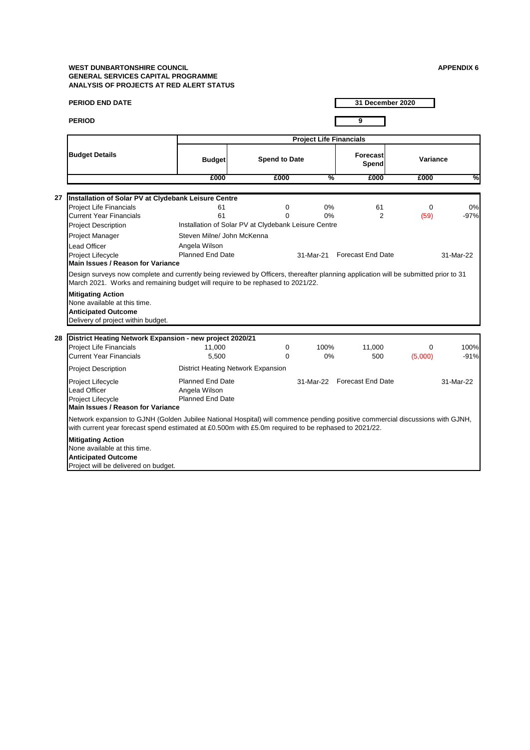**WEST DUNBARTONSHIRE COUNCIL**
**GENERAL SERVICES CAPITAL PROGRAMME**
**ANALYSIS OF PROJECTS AT RED ALERT STATUS**

**APPENDIX 6**

**PERIOD END DATE** 31 December 2020

**PERIOD** 9

| Budget Details | Project Life Financials | | | | | |
|---|---|---|---|---|---|---|
| | Budget | Spend to Date | | Forecast Spend | Variance | |
| | £000 | £000 | % | £000 | £000 | % |

**27 Installation of Solar PV at Clydebank Leisure Centre**

| | | | | | | |
|---|---|---|---|---|---|---|
| Project Life Financials | 61 | 0 | 0% | 61 | 0 | 0% |
| Current Year Financials | 61 | 0 | 0% | 2 | (59) | -97% |

Project Description: Installation of Solar PV at Clydebank Leisure Centre

Project Manager: Steven Milne/ John McKenna

Lead Officer: Angela Wilson

Project Lifecycle: Planned End Date 31-Mar-21 Forecast End Date 31-Mar-22

**Main Issues / Reason for Variance**

Design surveys now complete and currently being reviewed by Officers, thereafter planning application will be submitted prior to 31 March 2021. Works and remaining budget will require to be rephased to 2021/22.

**Mitigating Action**
None available at this time.

**Anticipated Outcome**
Delivery of project within budget.

**28 District Heating Network Expansion - new project 2020/21**

| | | | | | | |
|---|---|---|---|---|---|---|
| Project Life Financials | 11,000 | 0 | 100% | 11,000 | 0 | 100% |
| Current Year Financials | 5,500 | 0 | 0% | 500 | (5,000) | -91% |

Project Description: District Heating Network Expansion

Project Lifecycle: Planned End Date 31-Mar-22 Forecast End Date 31-Mar-22

Lead Officer: Angela Wilson

Project Lifecycle: Planned End Date

**Main Issues / Reason for Variance**

Network expansion to GJNH (Golden Jubilee National Hospital) will commence pending positive commercial discussions with GJNH, with current year forecast spend estimated at £0.500m with £5.0m required to be rephased to 2021/22.

**Mitigating Action**
None available at this time.

**Anticipated Outcome**
Project will be delivered on budget.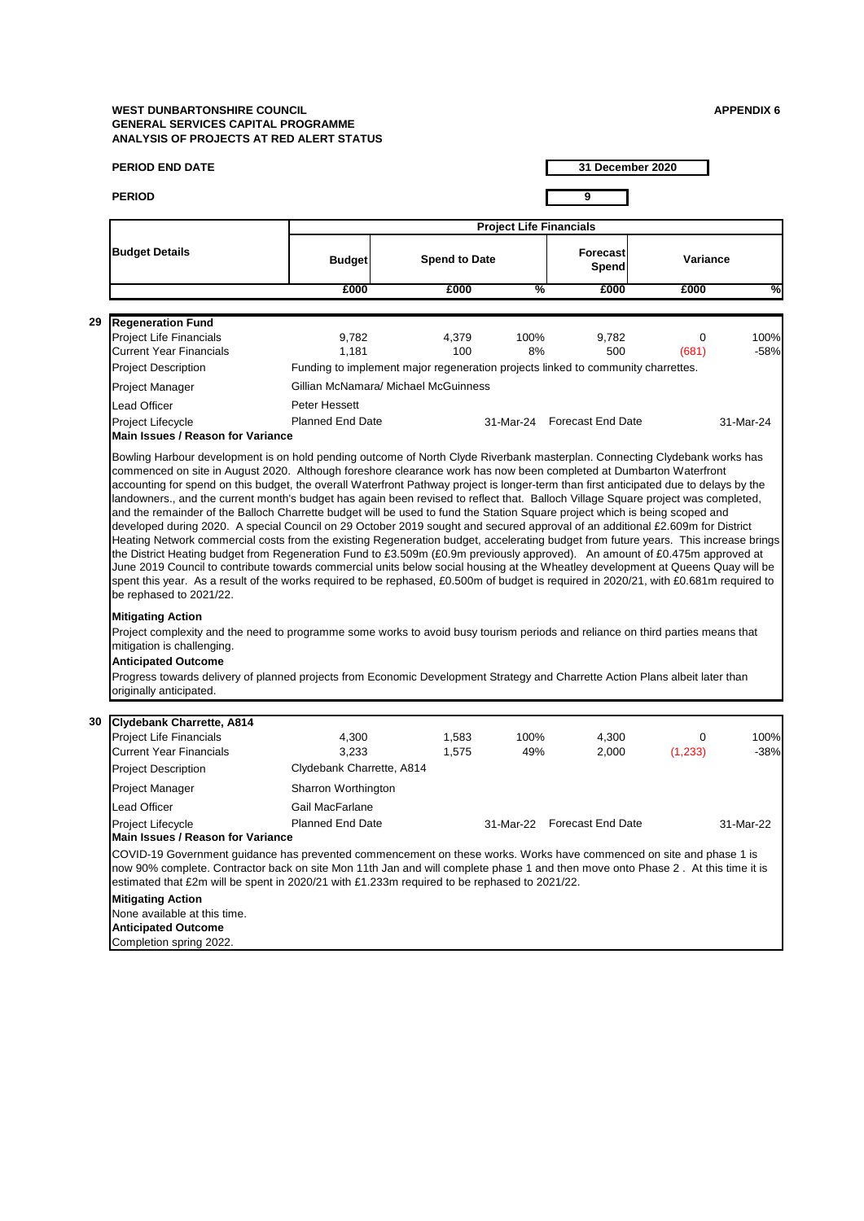**WEST DUNBARTONSHIRE COUNCIL**
**GENERAL SERVICES CAPITAL PROGRAMME**
**ANALYSIS OF PROJECTS AT RED ALERT STATUS**

**APPENDIX 6**

**PERIOD END DATE** 31 December 2020

**PERIOD** 9

| Budget Details | Project Life Financials | | | | | |
|---|---|---|---|---|---|---|
| | Budget | Spend to Date | | Forecast Spend | Variance | |
| | £000 | £000 | % | £000 | £000 | % |

**29 Regeneration Fund**

| | | | | | | |
|---|---|---|---|---|---|---|
| Project Life Financials | 9,782 | 4,379 | 100% | 9,782 | 0 | 100% |
| Current Year Financials | 1,181 | 100 | 8% | 500 | (681) | -58% |

| | |
|---|---|
| Project Description | Funding to implement major regeneration projects linked to community charrettes. |
| Project Manager | Gillian McNamara/ Michael McGuinness |
| Lead Officer | Peter Hessett |
| Project Lifecycle | Planned End Date 31-Mar-24 Forecast End Date 31-Mar-24 |

**Main Issues / Reason for Variance**

Bowling Harbour development is on hold pending outcome of North Clyde Riverbank masterplan. Connecting Clydebank works has commenced on site in August 2020. Although foreshore clearance work has now been completed at Dumbarton Waterfront accounting for spend on this budget, the overall Waterfront Pathway project is longer-term than first anticipated due to delays by the landowners., and the current month's budget has again been revised to reflect that. Balloch Village Square project was completed, and the remainder of the Balloch Charrette budget will be used to fund the Station Square project which is being scoped and developed during 2020. A special Council on 29 October 2019 sought and secured approval of an additional £2.609m for District Heating Network commercial costs from the existing Regeneration budget, accelerating budget from future years. This increase brings the District Heating budget from Regeneration Fund to £3.509m (£0.9m previously approved). An amount of £0.475m approved at June 2019 Council to contribute towards commercial units below social housing at the Wheatley development at Queens Quay will be spent this year. As a result of the works required to be rephased, £0.500m of budget is required in 2020/21, with £0.681m required to be rephased to 2021/22.

**Mitigating Action**

Project complexity and the need to programme some works to avoid busy tourism periods and reliance on third parties means that mitigation is challenging.

**Anticipated Outcome**

Progress towards delivery of planned projects from Economic Development Strategy and Charrette Action Plans albeit later than originally anticipated.

**30 Clydebank Charrette, A814**

| | | | | | | |
|---|---|---|---|---|---|---|
| Project Life Financials | 4,300 | 1,583 | 100% | 4,300 | 0 | 100% |
| Current Year Financials | 3,233 | 1,575 | 49% | 2,000 | (1,233) | -38% |

| | |
|---|---|
| Project Description | Clydebank Charrette, A814 |
| Project Manager | Sharron Worthington |
| Lead Officer | Gail MacFarlane |
| Project Lifecycle | Planned End Date 31-Mar-22 Forecast End Date 31-Mar-22 |

**Main Issues / Reason for Variance**

COVID-19 Government guidance has prevented commencement on these works. Works have commenced on site and phase 1 is now 90% complete. Contractor back on site Mon 11th Jan and will complete phase 1 and then move onto Phase 2 . At this time it is estimated that £2m will be spent in 2020/21 with £1.233m required to be rephased to 2021/22.

**Mitigating Action**

None available at this time.

**Anticipated Outcome**

Completion spring 2022.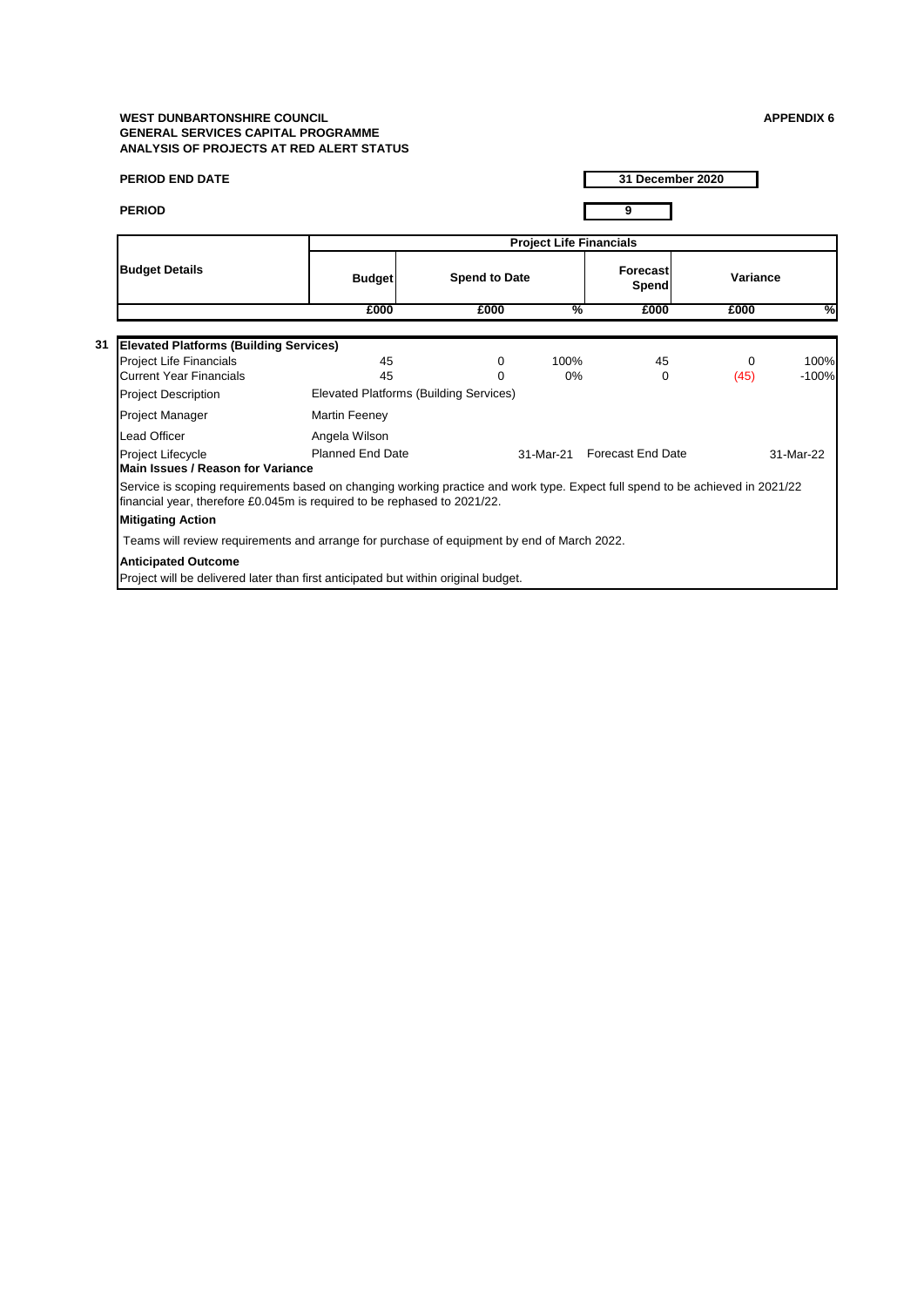**WEST DUNBARTONSHIRE COUNCIL**
**GENERAL SERVICES CAPITAL PROGRAMME**
**ANALYSIS OF PROJECTS AT RED ALERT STATUS**

**APPENDIX 6**

**PERIOD END DATE** 31 December 2020

**PERIOD** 9

| Budget Details | Project Life Financials | | | | | |
|---|---|---|---|---|---|---|
| | Budget | Spend to Date | | Forecast Spend | Variance | |
| | £000 | £000 | % | £000 | £000 | % |
| **31 Elevated Platforms (Building Services)** | | | | | | |
| Project Life Financials | 45 | 0 | 100% | 45 | 0 | 100% |
| Current Year Financials | 45 | 0 | 0% | 0 | (45) | -100% |
| Project Description | Elevated Platforms (Building Services) | | | | | |
| Project Manager | Martin Feeney | | | | | |
| Lead Officer | Angela Wilson | | | | | |
| Project Lifecycle | Planned End Date | | 31-Mar-21 | Forecast End Date | | 31-Mar-22 |

**Main Issues / Reason for Variance**

Service is scoping requirements based on changing working practice and work type. Expect full spend to be achieved in 2021/22 financial year, therefore £0.045m is required to be rephased to 2021/22.

**Mitigating Action**

Teams will review requirements and arrange for purchase of equipment by end of March 2022.

**Anticipated Outcome**

Project will be delivered later than first anticipated but within original budget.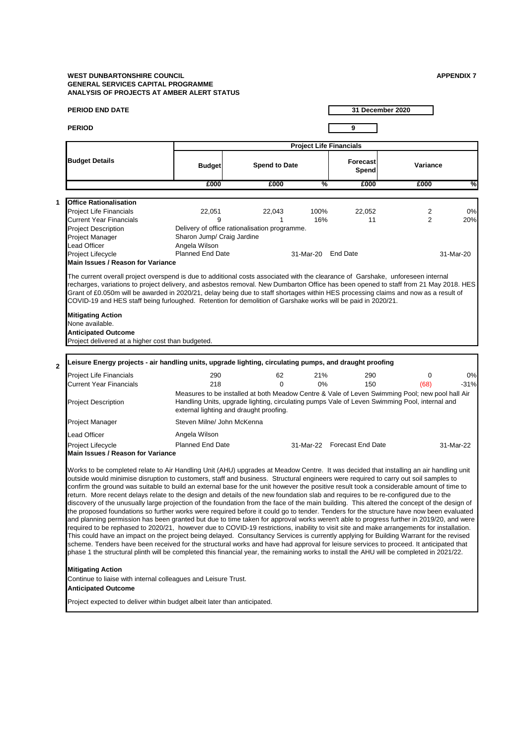**WEST DUNBARTONSHIRE COUNCIL** **APPENDIX 7**
**GENERAL SERVICES CAPITAL PROGRAMME**
**ANALYSIS OF PROJECTS AT AMBER ALERT STATUS**

**PERIOD END DATE** **31 December 2020**

**PERIOD** **9**

| Budget Details | Project Life Financials | | | | | |
|---|---|---|---|---|---|---|
| | Budget | Spend to Date | | Forecast Spend | Variance | |
| | £000 | £000 | % | £000 | £000 | % |

**1 Office Rationalisation**

| | | | | | | |
|---|---|---|---|---|---|---|
| Project Life Financials | 22,051 | 22,043 | 100% | 22,052 | 2 | 0% |
| Current Year Financials | 9 | 1 | 16% | 11 | 2 | 20% |
| Project Description | Delivery of office rationalisation programme. | | | | | |
| Project Manager | Sharon Jump/ Craig Jardine | | | | | |
| Lead Officer | Angela Wilson | | | | | |
| Project Lifecycle | Planned End Date | | 31-Mar-20 | End Date | | 31-Mar-20 |

**Main Issues / Reason for Variance**

The current overall project overspend is due to additional costs associated with the clearance of Garshake, unforeseen internal recharges, variations to project delivery, and asbestos removal. New Dumbarton Office has been opened to staff from 21 May 2018. HES Grant of £0.050m will be awarded in 2020/21, delay being due to staff shortages within HES processing claims and now as a result of COVID-19 and HES staff being furloughed. Retention for demolition of Garshake works will be paid in 2020/21.

**Mitigating Action**
None available.
**Anticipated Outcome**
Project delivered at a higher cost than budgeted.

**2 Leisure Energy projects - air handling units, upgrade lighting, circulating pumps, and draught proofing**

| | | | | | | |
|---|---|---|---|---|---|---|
| Project Life Financials | 290 | 62 | 21% | 290 | 0 | 0% |
| Current Year Financials | 218 | 0 | 0% | 150 | (68) | -31% |
| Project Description | Measures to be installed at both Meadow Centre & Vale of Leven Swimming Pool; new pool hall Air Handling Units, upgrade lighting, circulating pumps Vale of Leven Swimming Pool, internal and external lighting and draught proofing. | | | | | |
| Project Manager | Steven Milne/ John McKenna | | | | | |
| Lead Officer | Angela Wilson | | | | | |
| Project Lifecycle | Planned End Date | | 31-Mar-22 | Forecast End Date | | 31-Mar-22 |

**Main Issues / Reason for Variance**

Works to be completed relate to Air Handling Unit (AHU) upgrades at Meadow Centre. It was decided that installing an air handling unit outside would minimise disruption to customers, staff and business. Structural engineers were required to carry out soil samples to confirm the ground was suitable to build an external base for the unit however the positive result took a considerable amount of time to return. More recent delays relate to the design and details of the new foundation slab and requires to be re-configured due to the discovery of the unusually large projection of the foundation from the face of the main building. This altered the concept of the design of the proposed foundations so further works were required before it could go to tender. Tenders for the structure have now been evaluated and planning permission has been granted but due to time taken for approval works weren't able to progress further in 2019/20, and were required to be rephased to 2020/21, however due to COVID-19 restrictions, inability to visit site and make arrangements for installation. This could have an impact on the project being delayed. Consultancy Services is currently applying for Building Warrant for the revised scheme. Tenders have been received for the structural works and have had approval for leisure services to proceed. It anticipated that phase 1 the structural plinth will be completed this financial year, the remaining works to install the AHU will be completed in 2021/22.

**Mitigating Action**
Continue to liaise with internal colleagues and Leisure Trust.
**Anticipated Outcome**
Project expected to deliver within budget albeit later than anticipated.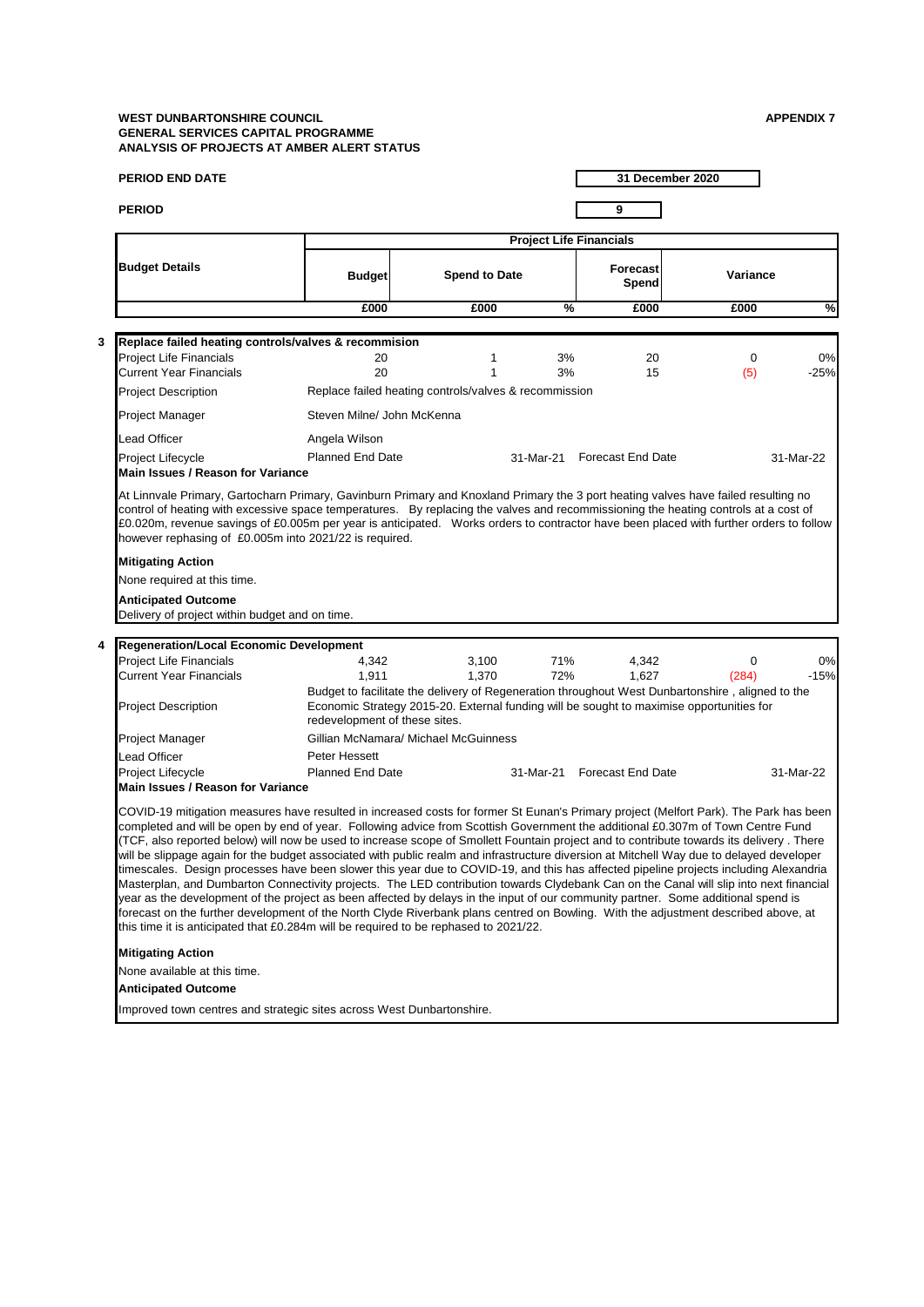**WEST DUNBARTONSHIRE COUNCIL**
**GENERAL SERVICES CAPITAL PROGRAMME**
**ANALYSIS OF PROJECTS AT AMBER ALERT STATUS**

**APPENDIX 7**

**PERIOD END DATE** — **31 December 2020**

**PERIOD** — **9**

| Budget Details | Project Life Financials | | | | | |
|---|---|---|---|---|---|---|
| | Budget | Spend to Date | | Forecast Spend | Variance | |
| | £000 | £000 | % | £000 | £000 | % |

## 3 Replace failed heating controls/valves & recommission

| | Budget £000 | Spend to Date £000 | % | Forecast Spend £000 | Variance £000 | % |
|---|---|---|---|---|---|---|
| Project Life Financials | 20 | 1 | 3% | 20 | 0 | 0% |
| Current Year Financials | 20 | 1 | 3% | 15 | (5) | -25% |

**Project Description:** Replace failed heating controls/valves & recommission

**Project Manager:** Steven Milne/ John McKenna

**Lead Officer:** Angela Wilson

**Project Lifecycle:** Planned End Date 31-Mar-21 — Forecast End Date 31-Mar-22

**Main Issues / Reason for Variance**

At Linnvale Primary, Gartocharn Primary, Gavinburn Primary and Knoxland Primary the 3 port heating valves have failed resulting no control of heating with excessive space temperatures. By replacing the valves and recommissioning the heating controls at a cost of £0.020m, revenue savings of £0.005m per year is anticipated. Works orders to contractor have been placed with further orders to follow however rephasing of £0.005m into 2021/22 is required.

**Mitigating Action**

None required at this time.

**Anticipated Outcome**

Delivery of project within budget and on time.

## 4 Regeneration/Local Economic Development

| | Budget £000 | Spend to Date £000 | % | Forecast Spend £000 | Variance £000 | % |
|---|---|---|---|---|---|---|
| Project Life Financials | 4,342 | 3,100 | 71% | 4,342 | 0 | 0% |
| Current Year Financials | 1,911 | 1,370 | 72% | 1,627 | (284) | -15% |

**Project Description:** Budget to facilitate the delivery of Regeneration throughout West Dunbartonshire , aligned to the Economic Strategy 2015-20. External funding will be sought to maximise opportunities for redevelopment of these sites.

**Project Manager:** Gillian McNamara/ Michael McGuinness

**Lead Officer:** Peter Hessett

**Project Lifecycle:** Planned End Date 31-Mar-21 — Forecast End Date 31-Mar-22

**Main Issues / Reason for Variance**

COVID-19 mitigation measures have resulted in increased costs for former St Eunan's Primary project (Melfort Park). The Park has been completed and will be open by end of year. Following advice from Scottish Government the additional £0.307m of Town Centre Fund (TCF, also reported below) will now be used to increase scope of Smollett Fountain project and to contribute towards its delivery . There will be slippage again for the budget associated with public realm and infrastructure diversion at Mitchell Way due to delayed developer timescales. Design processes have been slower this year due to COVID-19, and this has affected pipeline projects including Alexandria Masterplan, and Dumbarton Connectivity projects. The LED contribution towards Clydebank Can on the Canal will slip into next financial year as the development of the project as been affected by delays in the input of our community partner. Some additional spend is forecast on the further development of the North Clyde Riverbank plans centred on Bowling. With the adjustment described above, at this time it is anticipated that £0.284m will be required to be rephased to 2021/22.

**Mitigating Action**

None available at this time.

**Anticipated Outcome**

Improved town centres and strategic sites across West Dunbartonshire.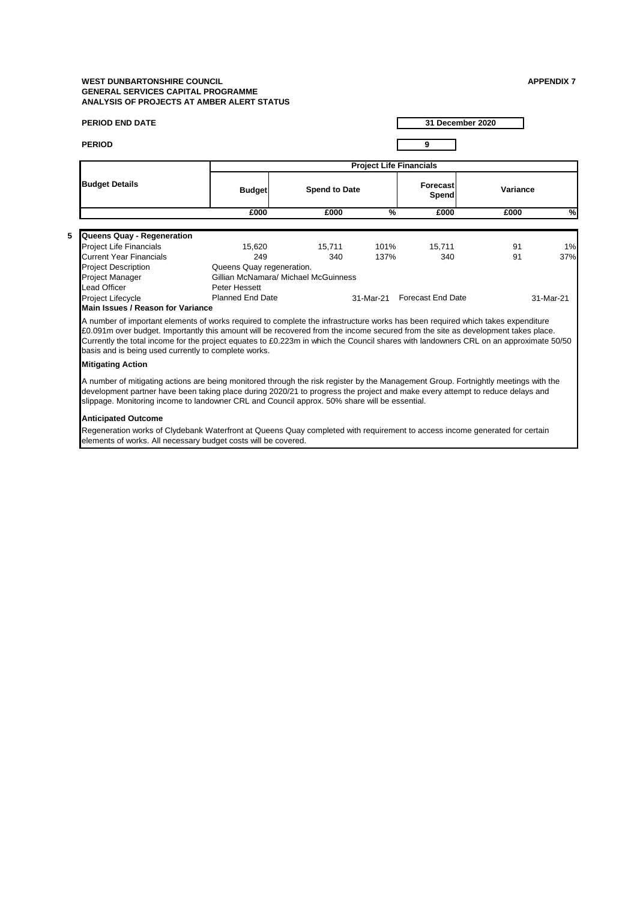**WEST DUNBARTONSHIRE COUNCIL**
**GENERAL SERVICES CAPITAL PROGRAMME**
**ANALYSIS OF PROJECTS AT AMBER ALERT STATUS**

**APPENDIX 7**

**PERIOD END DATE** 31 December 2020

**PERIOD** 9

| Budget Details | Project Life Financials | | | | | |
|---|---|---|---|---|---|---|
| | Budget | Spend to Date | | Forecast Spend | Variance | |
| | £000 | £000 | % | £000 | £000 | % |
| **5 Queens Quay - Regeneration** | | | | | | |
| Project Life Financials | 15,620 | 15,711 | 101% | 15,711 | 91 | 1% |
| Current Year Financials | 249 | 340 | 137% | 340 | 91 | 37% |
| Project Description | Queens Quay regeneration. | | | | | |
| Project Manager | Gillian McNamara/ Michael McGuinness | | | | | |
| Lead Officer | Peter Hessett | | | | | |
| Project Lifecycle | Planned End Date | | 31-Mar-21 | Forecast End Date | | 31-Mar-21 |

**Main Issues / Reason for Variance**

A number of important elements of works required to complete the infrastructure works has been required which takes expenditure £0.091m over budget. Importantly this amount will be recovered from the income secured from the site as development takes place. Currently the total income for the project equates to £0.223m in which the Council shares with landowners CRL on an approximate 50/50 basis and is being used currently to complete works.

**Mitigating Action**

A number of mitigating actions are being monitored through the risk register by the Management Group. Fortnightly meetings with the development partner have been taking place during 2020/21 to progress the project and make every attempt to reduce delays and slippage. Monitoring income to landowner CRL and Council approx. 50% share will be essential.

**Anticipated Outcome**

Regeneration works of Clydebank Waterfront at Queens Quay completed with requirement to access income generated for certain elements of works. All necessary budget costs will be covered.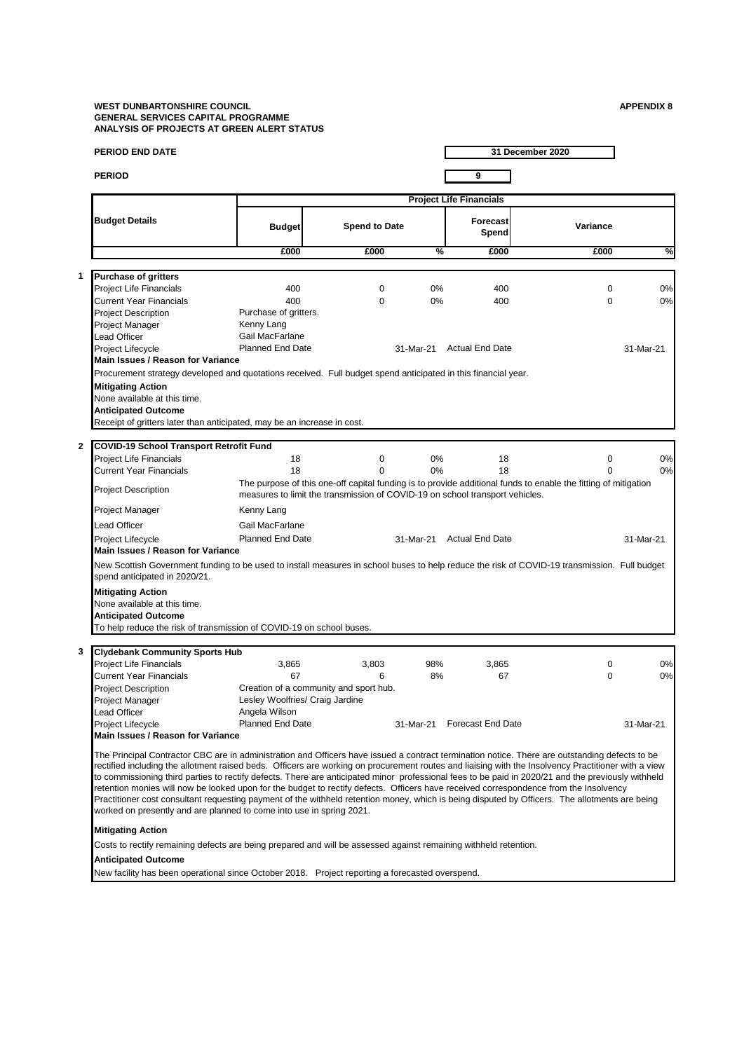**WEST DUNBARTONSHIRE COUNCIL**
**GENERAL SERVICES CAPITAL PROGRAMME**
**ANALYSIS OF PROJECTS AT GREEN ALERT STATUS**

**APPENDIX 8**

**PERIOD END DATE** 31 December 2020

**PERIOD** 9

| | Budget Details | Project Life Financials | | | | | |
|---|---|---|---|---|---|---|---|
| | | Budget | Spend to Date | | Forecast Spend | Variance | |
| | | £000 | £000 | % | £000 | £000 | % |
| **1** | **Purchase of gritters** | | | | | | |
| | Project Life Financials | 400 | 0 | 0% | 400 | 0 | 0% |
| | Current Year Financials | 400 | 0 | 0% | 400 | 0 | 0% |
| | Project Description | Purchase of gritters. | | | | | |
| | Project Manager | Kenny Lang | | | | | |
| | Lead Officer | Gail MacFarlane | | | | | |
| | Project Lifecycle | Planned End Date | | 31-Mar-21 | Actual End Date | | 31-Mar-21 |
| | **Main Issues / Reason for Variance** | | | | | | |
| | Procurement strategy developed and quotations received. Full budget spend anticipated in this financial year. | | | | | | |
| | **Mitigating Action** | | | | | | |
| | None available at this time. | | | | | | |
| | **Anticipated Outcome** | | | | | | |
| | Receipt of gritters later than anticipated, may be an increase in cost. | | | | | | |
| **2** | **COVID-19 School Transport Retrofit Fund** | | | | | | |
| | Project Life Financials | 18 | 0 | 0% | 18 | 0 | 0% |
| | Current Year Financials | 18 | 0 | 0% | 18 | 0 | 0% |
| | Project Description | The purpose of this one-off capital funding is to provide additional funds to enable the fitting of mitigation measures to limit the transmission of COVID-19 on school transport vehicles. | | | | | |
| | Project Manager | Kenny Lang | | | | | |
| | Lead Officer | Gail MacFarlane | | | | | |
| | Project Lifecycle | Planned End Date | | 31-Mar-21 | Actual End Date | | 31-Mar-21 |
| | **Main Issues / Reason for Variance** | | | | | | |
| | New Scottish Government funding to be used to install measures in school buses to help reduce the risk of COVID-19 transmission. Full budget spend anticipated in 2020/21. | | | | | | |
| | **Mitigating Action** | | | | | | |
| | None available at this time. | | | | | | |
| | **Anticipated Outcome** | | | | | | |
| | To help reduce the risk of transmission of COVID-19 on school buses. | | | | | | |
| **3** | **Clydebank Community Sports Hub** | | | | | | |
| | Project Life Financials | 3,865 | 3,803 | 98% | 3,865 | 0 | 0% |
| | Current Year Financials | 67 | 6 | 8% | 67 | 0 | 0% |
| | Project Description | Creation of a community and sport hub. | | | | | |
| | Project Manager | Lesley Woolfries/ Craig Jardine | | | | | |
| | Lead Officer | Angela Wilson | | | | | |
| | Project Lifecycle | Planned End Date | | 31-Mar-21 | Forecast End Date | | 31-Mar-21 |
| | **Main Issues / Reason for Variance** | | | | | | |
| | The Principal Contractor CBC are in administration and Officers have issued a contract termination notice. There are outstanding defects to be rectified including the allotment raised beds. Officers are working on procurement routes and liaising with the Insolvency Practitioner with a view to commissioning third parties to rectify defects. There are anticipated minor professional fees to be paid in 2020/21 and the previously withheld retention monies will now be looked upon for the budget to rectify defects. Officers have received correspondence from the Insolvency Practitioner cost consultant requesting payment of the withheld retention money, which is being disputed by Officers. The allotments are being worked on presently and are planned to come into use in spring 2021. | | | | | | |
| | **Mitigating Action** | | | | | | |
| | Costs to rectify remaining defects are being prepared and will be assessed against remaining withheld retention. | | | | | | |
| | **Anticipated Outcome** | | | | | | |
| | New facility has been operational since October 2018. Project reporting a forecasted overspend. | | | | | | |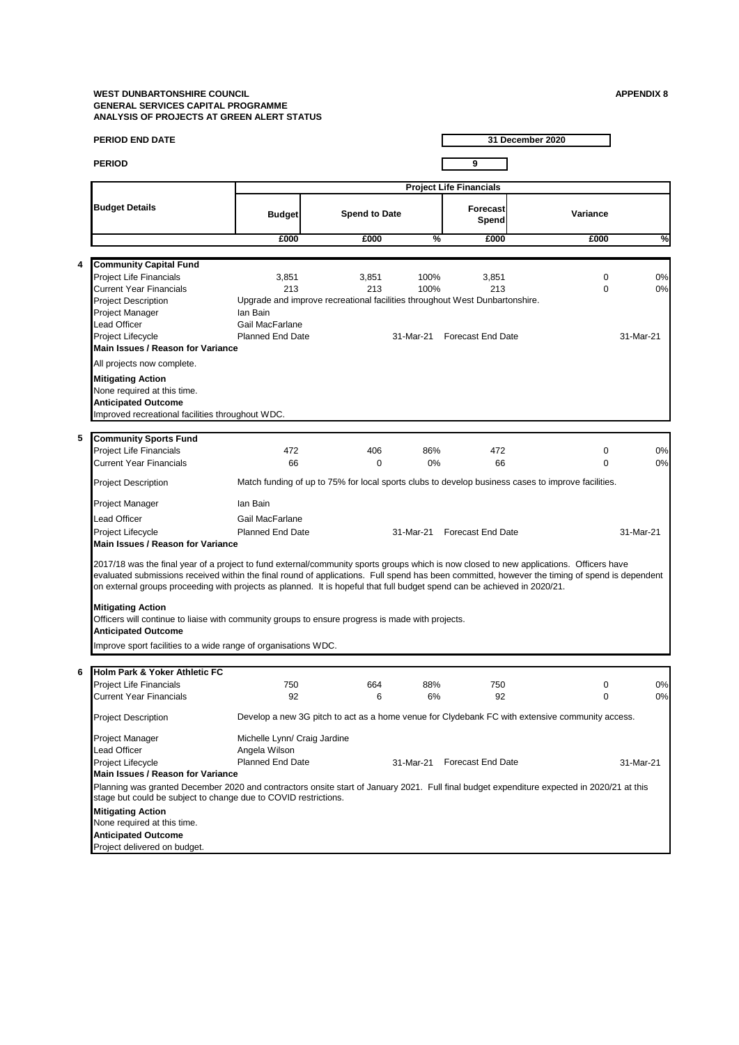**WEST DUNBARTONSHIRE COUNCIL**
**GENERAL SERVICES CAPITAL PROGRAMME**
**ANALYSIS OF PROJECTS AT GREEN ALERT STATUS**

**APPENDIX 8**

**PERIOD END DATE** 31 December 2020

**PERIOD** 9

| Budget Details | Project Life Financials | | | | | |
|---|---|---|---|---|---|---|
| | Budget | Spend to Date | | Forecast Spend | Variance | |
| | £000 | £000 | % | £000 | £000 | % |

**4 Community Capital Fund**

| | | | | | | |
|---|---|---|---|---|---|---|
| Project Life Financials | 3,851 | 3,851 | 100% | 3,851 | 0 | 0% |
| Current Year Financials | 213 | 213 | 100% | 213 | 0 | 0% |
| Project Description | Upgrade and improve recreational facilities throughout West Dunbartonshire. | | | | | |
| Project Manager | Ian Bain | | | | | |
| Lead Officer | Gail MacFarlane | | | | | |
| Project Lifecycle | Planned End Date | | 31-Mar-21 | Forecast End Date | | 31-Mar-21 |

**Main Issues / Reason for Variance**

All projects now complete.

**Mitigating Action**

None required at this time.

**Anticipated Outcome**

Improved recreational facilities throughout WDC.

**5 Community Sports Fund**

| | | | | | | |
|---|---|---|---|---|---|---|
| Project Life Financials | 472 | 406 | 86% | 472 | 0 | 0% |
| Current Year Financials | 66 | 0 | 0% | 66 | 0 | 0% |
| Project Description | Match funding of up to 75% for local sports clubs to develop business cases to improve facilities. | | | | | |
| Project Manager | Ian Bain | | | | | |
| Lead Officer | Gail MacFarlane | | | | | |
| Project Lifecycle | Planned End Date | | 31-Mar-21 | Forecast End Date | | 31-Mar-21 |

**Main Issues / Reason for Variance**

2017/18 was the final year of a project to fund external/community sports groups which is now closed to new applications. Officers have evaluated submissions received within the final round of applications. Full spend has been committed, however the timing of spend is dependent on external groups proceeding with projects as planned. It is hopeful that full budget spend can be achieved in 2020/21.

**Mitigating Action**

Officers will continue to liaise with community groups to ensure progress is made with projects.

**Anticipated Outcome**

Improve sport facilities to a wide range of organisations WDC.

**6 Holm Park & Yoker Athletic FC**

| | | | | | | |
|---|---|---|---|---|---|---|
| Project Life Financials | 750 | 664 | 88% | 750 | 0 | 0% |
| Current Year Financials | 92 | 6 | 6% | 92 | 0 | 0% |
| Project Description | Develop a new 3G pitch to act as a home venue for Clydebank FC with extensive community access. | | | | | |
| Project Manager | Michelle Lynn/ Craig Jardine | | | | | |
| Lead Officer | Angela Wilson | | | | | |
| Project Lifecycle | Planned End Date | | 31-Mar-21 | Forecast End Date | | 31-Mar-21 |

**Main Issues / Reason for Variance**

Planning was granted December 2020 and contractors onsite start of January 2021. Full final budget expenditure expected in 2020/21 at this stage but could be subject to change due to COVID restrictions.

**Mitigating Action**

None required at this time.

**Anticipated Outcome**

Project delivered on budget.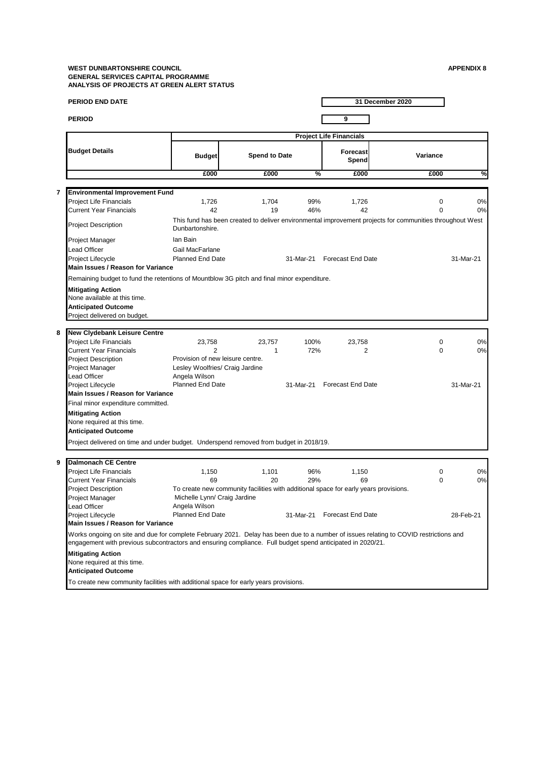**WEST DUNBARTONSHIRE COUNCIL**
**GENERAL SERVICES CAPITAL PROGRAMME**
**ANALYSIS OF PROJECTS AT GREEN ALERT STATUS**

**APPENDIX 8**

**PERIOD END DATE** 31 December 2020

**PERIOD** 9

| Budget Details | Project Life Financials | | | | | |
|---|---|---|---|---|---|---|
| | Budget | Spend to Date | | Forecast Spend | Variance | |
| | £000 | £000 | % | £000 | £000 | % |

**7 Environmental Improvement Fund**

| | Budget £000 | Spend to Date £000 | % | Forecast Spend £000 | Variance £000 | % |
|---|---|---|---|---|---|---|
| Project Life Financials | 1,726 | 1,704 | 99% | 1,726 | 0 | 0% |
| Current Year Financials | 42 | 19 | 46% | 42 | 0 | 0% |

Project Description: This fund has been created to deliver environmental improvement projects for communities throughout West Dunbartonshire.

Project Manager: Ian Bain

Lead Officer: Gail MacFarlane

Project Lifecycle: Planned End Date 31-Mar-21 | Forecast End Date 31-Mar-21

**Main Issues / Reason for Variance**

Remaining budget to fund the retentions of Mountblow 3G pitch and final minor expenditure.

**Mitigating Action**

None available at this time.

**Anticipated Outcome**

Project delivered on budget.

**8 New Clydebank Leisure Centre**

| | Budget £000 | Spend to Date £000 | % | Forecast Spend £000 | Variance £000 | % |
|---|---|---|---|---|---|---|
| Project Life Financials | 23,758 | 23,757 | 100% | 23,758 | 0 | 0% |
| Current Year Financials | 2 | 1 | 72% | 2 | 0 | 0% |

Project Description: Provision of new leisure centre.

Project Manager: Lesley Woolfries/ Craig Jardine

Lead Officer: Angela Wilson

Project Lifecycle: Planned End Date 31-Mar-21 | Forecast End Date 31-Mar-21

**Main Issues / Reason for Variance**

Final minor expenditure committed.

**Mitigating Action**

None required at this time.

**Anticipated Outcome**

Project delivered on time and under budget. Underspend removed from budget in 2018/19.

**9 Dalmonach CE Centre**

| | Budget £000 | Spend to Date £000 | % | Forecast Spend £000 | Variance £000 | % |
|---|---|---|---|---|---|---|
| Project Life Financials | 1,150 | 1,101 | 96% | 1,150 | 0 | 0% |
| Current Year Financials | 69 | 20 | 29% | 69 | 0 | 0% |

Project Description: To create new community facilities with additional space for early years provisions.

Project Manager: Michelle Lynn/ Craig Jardine

Lead Officer: Angela Wilson

Project Lifecycle: Planned End Date 31-Mar-21 | Forecast End Date 28-Feb-21

**Main Issues / Reason for Variance**

Works ongoing on site and due for complete February 2021. Delay has been due to a number of issues relating to COVID restrictions and engagement with previous subcontractors and ensuring compliance. Full budget spend anticipated in 2020/21.

**Mitigating Action**

None required at this time.

**Anticipated Outcome**

To create new community facilities with additional space for early years provisions.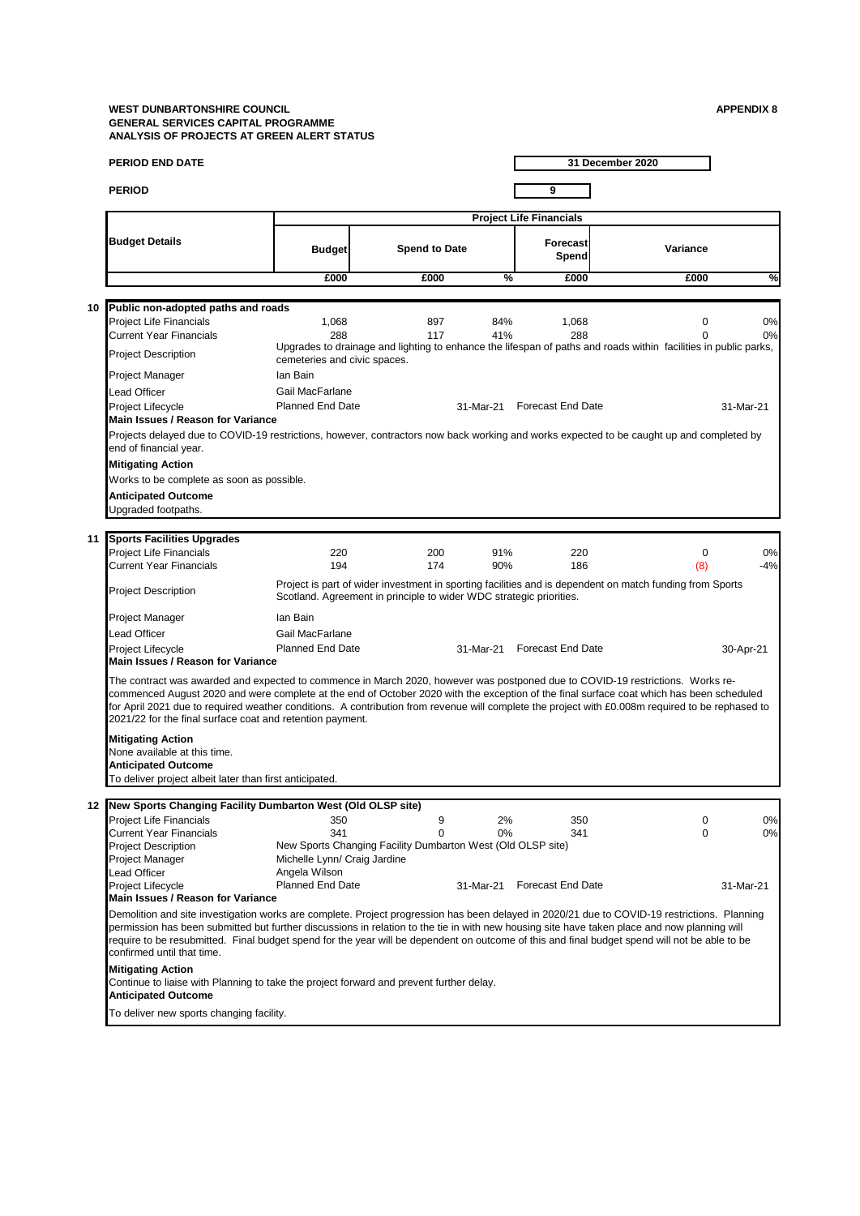**WEST DUNBARTONSHIRE COUNCIL**
**GENERAL SERVICES CAPITAL PROGRAMME**
**ANALYSIS OF PROJECTS AT GREEN ALERT STATUS**

**APPENDIX 8**

**PERIOD END DATE** 31 December 2020

**PERIOD** 9

| Budget Details | Project Life Financials | | | | | |
|---|---|---|---|---|---|---|
| | Budget | Spend to Date | | Forecast Spend | Variance | |
| | £000 | £000 | % | £000 | £000 | % |

**10 Public non-adopted paths and roads**

| | | | | | | |
|---|---|---|---|---|---|---|
| Project Life Financials | 1,068 | 897 | 84% | 1,068 | 0 | 0% |
| Current Year Financials | 288 | 117 | 41% | 288 | 0 | 0% |
| Project Description | Upgrades to drainage and lighting to enhance the lifespan of paths and roads within facilities in public parks, cemeteries and civic spaces. | | | | | |
| Project Manager | Ian Bain | | | | | |
| Lead Officer | Gail MacFarlane | | | | | |
| Project Lifecycle | Planned End Date | | 31-Mar-21 | Forecast End Date | | 31-Mar-21 |

**Main Issues / Reason for Variance**

Projects delayed due to COVID-19 restrictions, however, contractors now back working and works expected to be caught up and completed by end of financial year.

**Mitigating Action**

Works to be complete as soon as possible.

**Anticipated Outcome**

Upgraded footpaths.

**11 Sports Facilities Upgrades**

| | | | | | | |
|---|---|---|---|---|---|---|
| Project Life Financials | 220 | 200 | 91% | 220 | 0 | 0% |
| Current Year Financials | 194 | 174 | 90% | 186 | (8) | -4% |
| Project Description | Project is part of wider investment in sporting facilities and is dependent on match funding from Sports Scotland. Agreement in principle to wider WDC strategic priorities. | | | | | |
| Project Manager | Ian Bain | | | | | |
| Lead Officer | Gail MacFarlane | | | | | |
| Project Lifecycle | Planned End Date | | 31-Mar-21 | Forecast End Date | | 30-Apr-21 |

**Main Issues / Reason for Variance**

The contract was awarded and expected to commence in March 2020, however was postponed due to COVID-19 restrictions. Works re-commenced August 2020 and were complete at the end of October 2020 with the exception of the final surface coat which has been scheduled for April 2021 due to required weather conditions. A contribution from revenue will complete the project with £0.008m required to be rephased to 2021/22 for the final surface coat and retention payment.

**Mitigating Action**

None available at this time.

**Anticipated Outcome**

To deliver project albeit later than first anticipated.

**12 New Sports Changing Facility Dumbarton West (Old OLSP site)**

| | | | | | | |
|---|---|---|---|---|---|---|
| Project Life Financials | 350 | 9 | 2% | 350 | 0 | 0% |
| Current Year Financials | 341 | 0 | 0% | 341 | 0 | 0% |
| Project Description | New Sports Changing Facility Dumbarton West (Old OLSP site) | | | | | |
| Project Manager | Michelle Lynn/ Craig Jardine | | | | | |
| Lead Officer | Angela Wilson | | | | | |
| Project Lifecycle | Planned End Date | | 31-Mar-21 | Forecast End Date | | 31-Mar-21 |

**Main Issues / Reason for Variance**

Demolition and site investigation works are complete. Project progression has been delayed in 2020/21 due to COVID-19 restrictions. Planning permission has been submitted but further discussions in relation to the tie in with new housing site have taken place and now planning will require to be resubmitted. Final budget spend for the year will be dependent on outcome of this and final budget spend will not be able to be confirmed until that time.

**Mitigating Action**

Continue to liaise with Planning to take the project forward and prevent further delay.

**Anticipated Outcome**

To deliver new sports changing facility.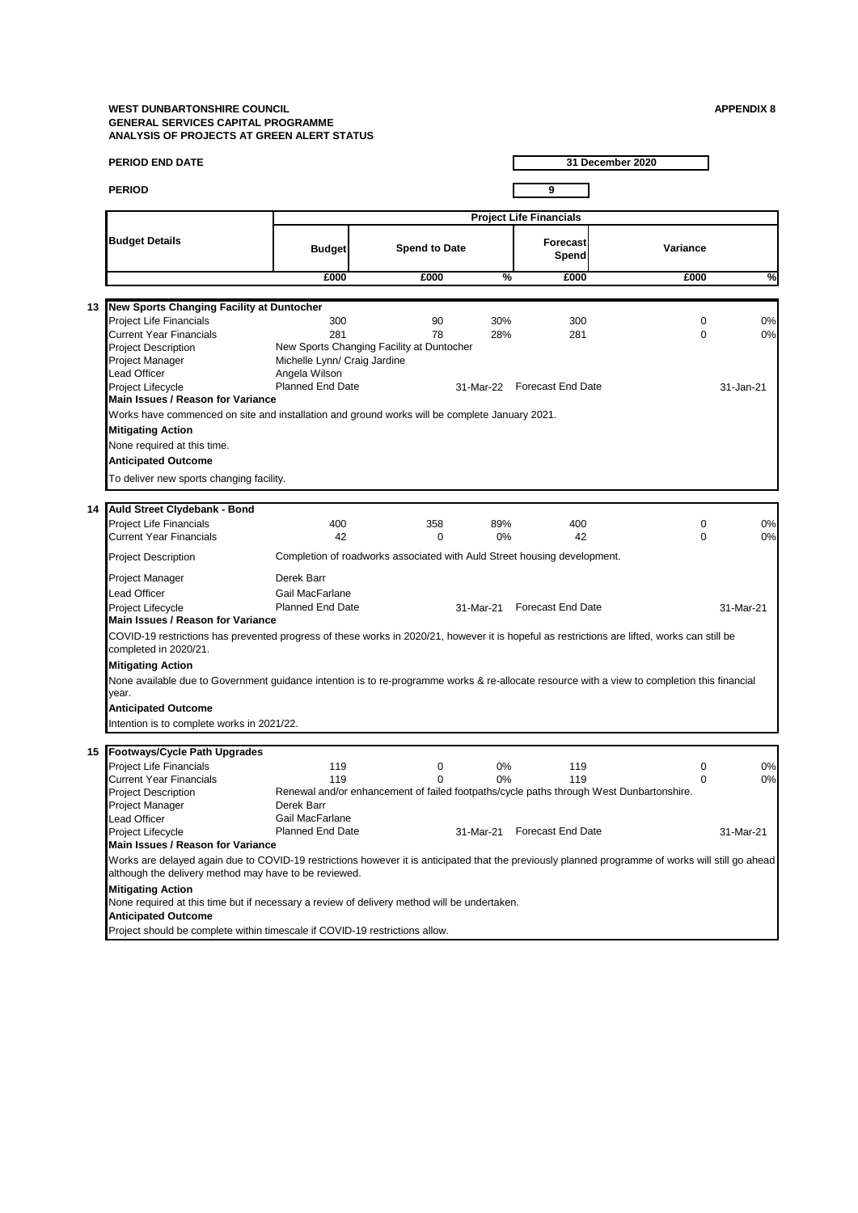**WEST DUNBARTONSHIRE COUNCIL**
**GENERAL SERVICES CAPITAL PROGRAMME**
**ANALYSIS OF PROJECTS AT GREEN ALERT STATUS**

**APPENDIX 8**

**PERIOD END DATE** 31 December 2020

**PERIOD** 9

| | Budget Details | Project Life Financials | | | | | |
|---|---|---|---|---|---|---|---|
| | | Budget | Spend to Date | | Forecast Spend | Variance | |
| | | £000 | £000 | % | £000 | £000 | % |
| **13** | **New Sports Changing Facility at Duntocher** | | | | | | |
| | Project Life Financials | 300 | 90 | 30% | 300 | 0 | 0% |
| | Current Year Financials | 281 | 78 | 28% | 281 | 0 | 0% |
| | Project Description | New Sports Changing Facility at Duntocher | | | | | |
| | Project Manager | Michelle Lynn/ Craig Jardine | | | | | |
| | Lead Officer | Angela Wilson | | | | | |
| | Project Lifecycle | Planned End Date | | 31-Mar-22 | Forecast End Date | | 31-Jan-21 |

**Main Issues / Reason for Variance**

Works have commenced on site and installation and ground works will be complete January 2021.

**Mitigating Action**

None required at this time.

**Anticipated Outcome**

To deliver new sports changing facility.

| | Budget Details | Budget | Spend to Date | % | Forecast Spend | Variance | % |
|---|---|---|---|---|---|---|---|
| **14** | **Auld Street Clydebank - Bond** | | | | | | |
| | Project Life Financials | 400 | 358 | 89% | 400 | 0 | 0% |
| | Current Year Financials | 42 | 0 | 0% | 42 | 0 | 0% |
| | Project Description | Completion of roadworks associated with Auld Street housing development. | | | | | |
| | Project Manager | Derek Barr | | | | | |
| | Lead Officer | Gail MacFarlane | | | | | |
| | Project Lifecycle | Planned End Date | | 31-Mar-21 | Forecast End Date | | 31-Mar-21 |

**Main Issues / Reason for Variance**

COVID-19 restrictions has prevented progress of these works in 2020/21, however it is hopeful as restrictions are lifted, works can still be completed in 2020/21.

**Mitigating Action**

None available due to Government guidance intention is to re-programme works & re-allocate resource with a view to completion this financial year.

**Anticipated Outcome**

Intention is to complete works in 2021/22.

| | Budget Details | Budget | Spend to Date | % | Forecast Spend | Variance | % |
|---|---|---|---|---|---|---|---|
| **15** | **Footways/Cycle Path Upgrades** | | | | | | |
| | Project Life Financials | 119 | 0 | 0% | 119 | 0 | 0% |
| | Current Year Financials | 119 | 0 | 0% | 119 | 0 | 0% |
| | Project Description | Renewal and/or enhancement of failed footpaths/cycle paths through West Dunbartonshire. | | | | | |
| | Project Manager | Derek Barr | | | | | |
| | Lead Officer | Gail MacFarlane | | | | | |
| | Project Lifecycle | Planned End Date | | 31-Mar-21 | Forecast End Date | | 31-Mar-21 |

**Main Issues / Reason for Variance**

Works are delayed again due to COVID-19 restrictions however it is anticipated that the previously planned programme of works will still go ahead although the delivery method may have to be reviewed.

**Mitigating Action**

None required at this time but if necessary a review of delivery method will be undertaken.

**Anticipated Outcome**

Project should be complete within timescale if COVID-19 restrictions allow.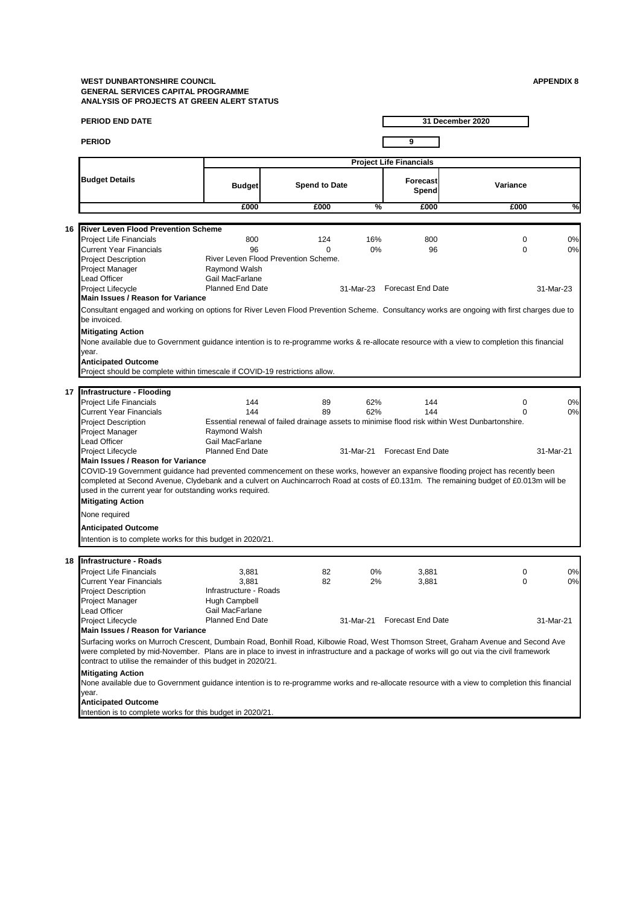**WEST DUNBARTONSHIRE COUNCIL**
**GENERAL SERVICES CAPITAL PROGRAMME**
**ANALYSIS OF PROJECTS AT GREEN ALERT STATUS**

**APPENDIX 8**

**PERIOD END DATE** 31 December 2020

**PERIOD** 9

| Budget Details | Project Life Financials | | | | | |
|---|---|---|---|---|---|---|
| | Budget | Spend to Date | | Forecast Spend | Variance | |
| | £000 | £000 | % | £000 | £000 | % |

### 16 River Leven Flood Prevention Scheme

| | | | | | | |
|---|---|---|---|---|---|---|
| Project Life Financials | 800 | 124 | 16% | 800 | 0 | 0% |
| Current Year Financials | 96 | 0 | 0% | 96 | 0 | 0% |

| | |
|---|---|
| Project Description | River Leven Flood Prevention Scheme. |
| Project Manager | Raymond Walsh |
| Lead Officer | Gail MacFarlane |
| Project Lifecycle | Planned End Date 31-Mar-23 / Forecast End Date 31-Mar-23 |

**Main Issues / Reason for Variance**

Consultant engaged and working on options for River Leven Flood Prevention Scheme. Consultancy works are ongoing with first charges due to be invoiced.

**Mitigating Action**

None available due to Government guidance intention is to re-programme works & re-allocate resource with a view to completion this financial year.

**Anticipated Outcome**

Project should be complete within timescale if COVID-19 restrictions allow.

### 17 Infrastructure - Flooding

| | | | | | | |
|---|---|---|---|---|---|---|
| Project Life Financials | 144 | 89 | 62% | 144 | 0 | 0% |
| Current Year Financials | 144 | 89 | 62% | 144 | 0 | 0% |

| | |
|---|---|
| Project Description | Essential renewal of failed drainage assets to minimise flood risk within West Dunbartonshire. |
| Project Manager | Raymond Walsh |
| Lead Officer | Gail MacFarlane |
| Project Lifecycle | Planned End Date 31-Mar-21 / Forecast End Date 31-Mar-21 |

**Main Issues / Reason for Variance**

COVID-19 Government guidance had prevented commencement on these works, however an expansive flooding project has recently been completed at Second Avenue, Clydebank and a culvert on Auchincarroch Road at costs of £0.131m. The remaining budget of £0.013m will be used in the current year for outstanding works required.

**Mitigating Action**

None required

**Anticipated Outcome**

Intention is to complete works for this budget in 2020/21.

### 18 Infrastructure - Roads

| | | | | | | |
|---|---|---|---|---|---|---|
| Project Life Financials | 3,881 | 82 | 0% | 3,881 | 0 | 0% |
| Current Year Financials | 3,881 | 82 | 2% | 3,881 | 0 | 0% |

| | |
|---|---|
| Project Description | Infrastructure - Roads |
| Project Manager | Hugh Campbell |
| Lead Officer | Gail MacFarlane |
| Project Lifecycle | Planned End Date 31-Mar-21 / Forecast End Date 31-Mar-21 |

**Main Issues / Reason for Variance**

Surfacing works on Murroch Crescent, Dumbain Road, Bonhill Road, Kilbowie Road, West Thomson Street, Graham Avenue and Second Ave were completed by mid-November. Plans are in place to invest in infrastructure and a package of works will go out via the civil framework contract to utilise the remainder of this budget in 2020/21.

**Mitigating Action**

None available due to Government guidance intention is to re-programme works and re-allocate resource with a view to completion this financial year.

**Anticipated Outcome**

Intention is to complete works for this budget in 2020/21.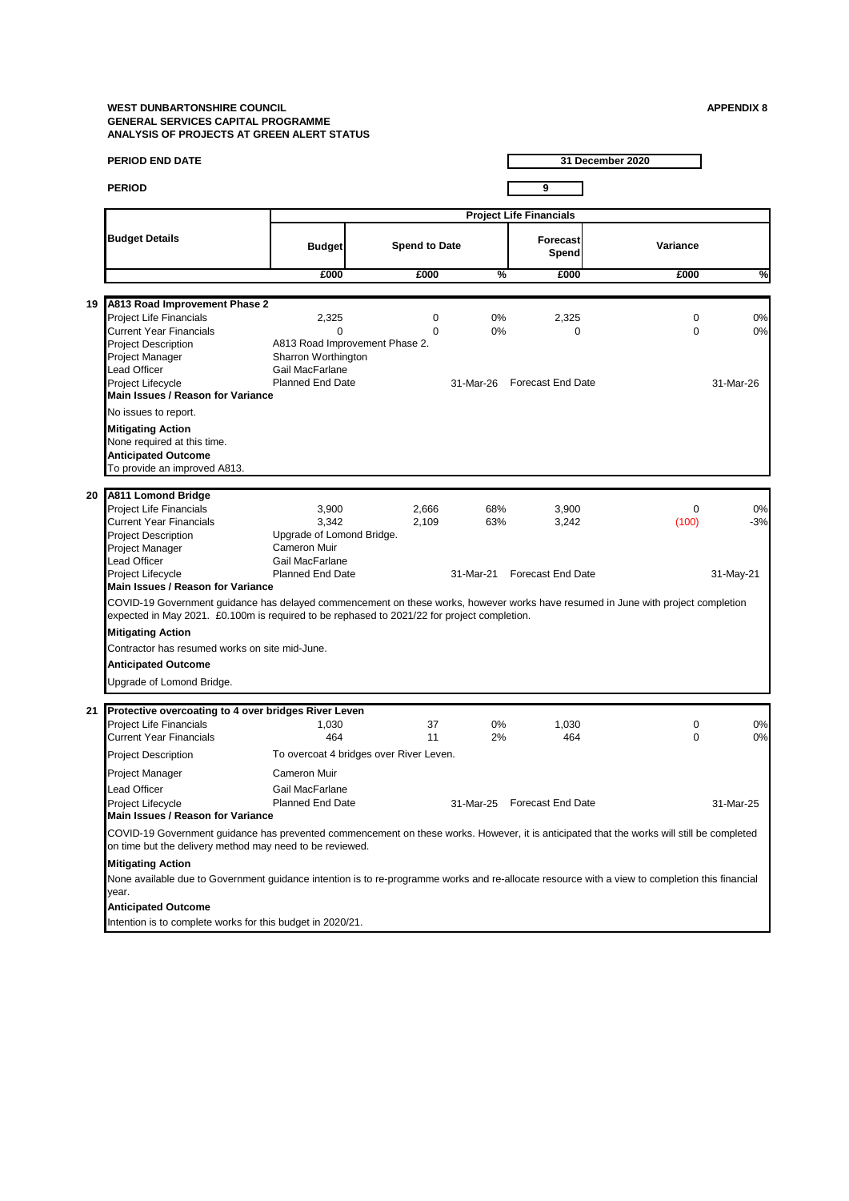**WEST DUNBARTONSHIRE COUNCIL**
**GENERAL SERVICES CAPITAL PROGRAMME**
**ANALYSIS OF PROJECTS AT GREEN ALERT STATUS**

**APPENDIX 8**

**PERIOD END DATE** 31 December 2020

**PERIOD** 9

| | Budget Details | Project Life Financials | | | | | |
|---|---|---|---|---|---|---|---|
| | | Budget | Spend to Date | | Forecast Spend | Variance | |
| | | £000 | £000 | % | £000 | £000 | % |
| **19** | **A813 Road Improvement Phase 2** | | | | | | |
| | Project Life Financials | 2,325 | 0 | 0% | 2,325 | 0 | 0% |
| | Current Year Financials | 0 | 0 | 0% | 0 | 0 | 0% |
| | Project Description | A813 Road Improvement Phase 2. | | | | | |
| | Project Manager | Sharron Worthington | | | | | |
| | Lead Officer | Gail MacFarlane | | | | | |
| | Project Lifecycle | Planned End Date | | 31-Mar-26 | Forecast End Date | | 31-Mar-26 |
| | **Main Issues / Reason for Variance** | | | | | | |
| | No issues to report. | | | | | | |
| | **Mitigating Action** | | | | | | |
| | None required at this time. | | | | | | |
| | **Anticipated Outcome** | | | | | | |
| | To provide an improved A813. | | | | | | |
| **20** | **A811 Lomond Bridge** | | | | | | |
| | Project Life Financials | 3,900 | 2,666 | 68% | 3,900 | 0 | 0% |
| | Current Year Financials | 3,342 | 2,109 | 63% | 3,242 | (100) | -3% |
| | Project Description | Upgrade of Lomond Bridge. | | | | | |
| | Project Manager | Cameron Muir | | | | | |
| | Lead Officer | Gail MacFarlane | | | | | |
| | Project Lifecycle | Planned End Date | | 31-Mar-21 | Forecast End Date | | 31-May-21 |
| | **Main Issues / Reason for Variance** | | | | | | |
| | COVID-19 Government guidance has delayed commencement on these works, however works have resumed in June with project completion expected in May 2021. £0.100m is required to be rephased to 2021/22 for project completion. | | | | | | |
| | **Mitigating Action** | | | | | | |
| | Contractor has resumed works on site mid-June. | | | | | | |
| | **Anticipated Outcome** | | | | | | |
| | Upgrade of Lomond Bridge. | | | | | | |
| **21** | **Protective overcoating to 4 over bridges River Leven** | | | | | | |
| | Project Life Financials | 1,030 | 37 | 0% | 1,030 | 0 | 0% |
| | Current Year Financials | 464 | 11 | 2% | 464 | 0 | 0% |
| | Project Description | To overcoat 4 bridges over River Leven. | | | | | |
| | Project Manager | Cameron Muir | | | | | |
| | Lead Officer | Gail MacFarlane | | | | | |
| | Project Lifecycle | Planned End Date | | 31-Mar-25 | Forecast End Date | | 31-Mar-25 |
| | **Main Issues / Reason for Variance** | | | | | | |
| | COVID-19 Government guidance has prevented commencement on these works. However, it is anticipated that the works will still be completed on time but the delivery method may need to be reviewed. | | | | | | |
| | **Mitigating Action** | | | | | | |
| | None available due to Government guidance intention is to re-programme works and re-allocate resource with a view to completion this financial year. | | | | | | |
| | **Anticipated Outcome** | | | | | | |
| | Intention is to complete works for this budget in 2020/21. | | | | | | |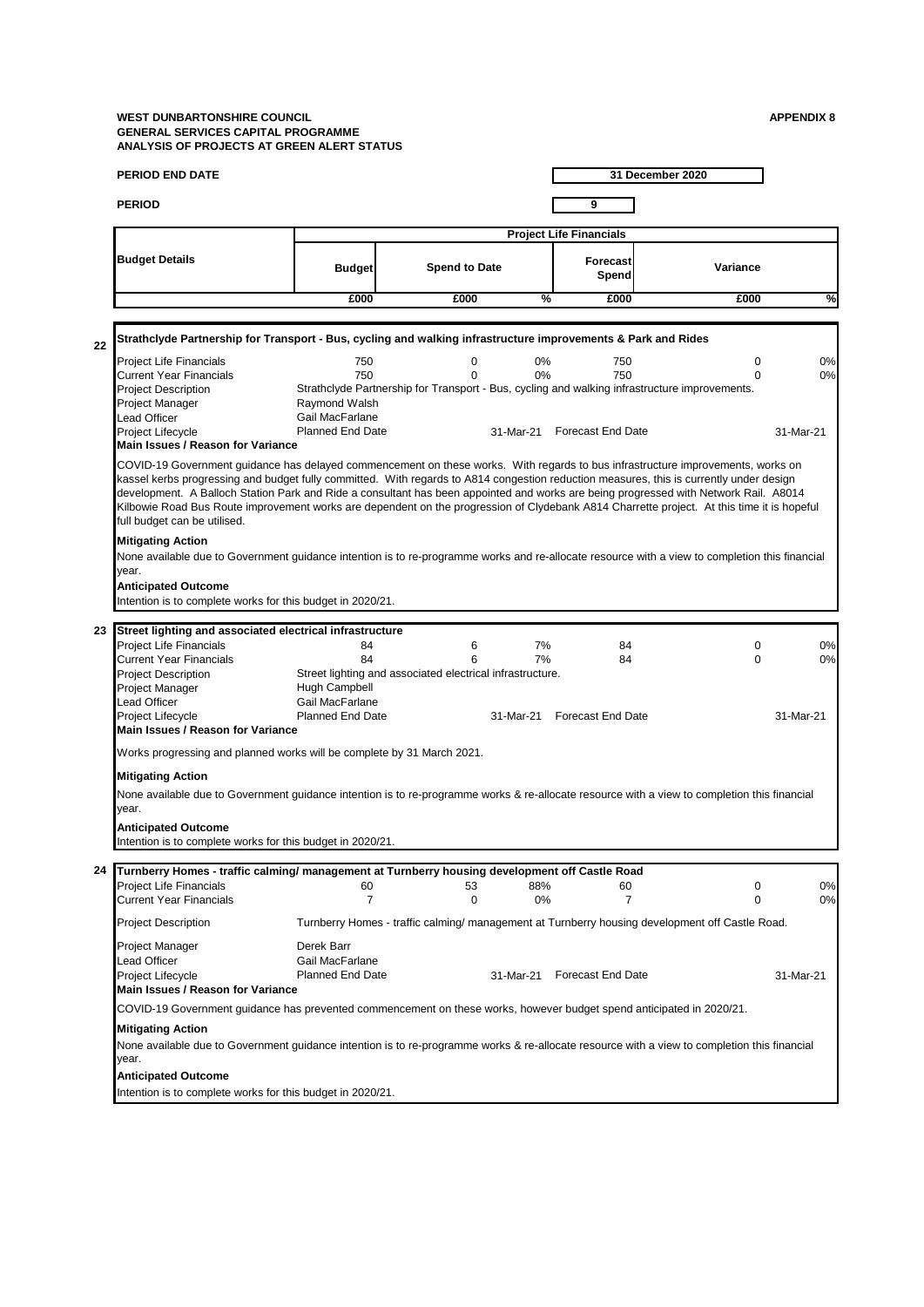**WEST DUNBARTONSHIRE COUNCIL**
**GENERAL SERVICES CAPITAL PROGRAMME**
**ANALYSIS OF PROJECTS AT GREEN ALERT STATUS**

**APPENDIX 8**

**PERIOD END DATE** 31 December 2020

**PERIOD** 9

| Budget Details | Project Life Financials | | | | | |
|---|---|---|---|---|---|---|
| | Budget | Spend to Date | | Forecast Spend | Variance | |
| | £000 | £000 | % | £000 | £000 | % |

**22 Strathclyde Partnership for Transport - Bus, cycling and walking infrastructure improvements & Park and Rides**

| | Budget | Spend to Date | % | Forecast Spend | Variance | % |
|---|---|---|---|---|---|---|
| Project Life Financials | 750 | 0 | 0% | 750 | 0 | 0% |
| Current Year Financials | 750 | 0 | 0% | 750 | 0 | 0% |

Project Description: Strathclyde Partnership for Transport - Bus, cycling and walking infrastructure improvements.
Project Manager: Raymond Walsh
Lead Officer: Gail MacFarlane
Project Lifecycle: Planned End Date 31-Mar-21 Forecast End Date 31-Mar-21

**Main Issues / Reason for Variance**

COVID-19 Government guidance has delayed commencement on these works. With regards to bus infrastructure improvements, works on kassel kerbs progressing and budget fully committed. With regards to A814 congestion reduction measures, this is currently under design development. A Balloch Station Park and Ride a consultant has been appointed and works are being progressed with Network Rail. A8014 Kilbowie Road Bus Route improvement works are dependent on the progression of Clydebank A814 Charrette project. At this time it is hopeful full budget can be utilised.

**Mitigating Action**

None available due to Government guidance intention is to re-programme works and re-allocate resource with a view to completion this financial year.

**Anticipated Outcome**

Intention is to complete works for this budget in 2020/21.

**23 Street lighting and associated electrical infrastructure**

| | Budget | Spend to Date | % | Forecast Spend | Variance | % |
|---|---|---|---|---|---|---|
| Project Life Financials | 84 | 6 | 7% | 84 | 0 | 0% |
| Current Year Financials | 84 | 6 | 7% | 84 | 0 | 0% |

Project Description: Street lighting and associated electrical infrastructure.
Project Manager: Hugh Campbell
Lead Officer: Gail MacFarlane
Project Lifecycle: Planned End Date 31-Mar-21 Forecast End Date 31-Mar-21

**Main Issues / Reason for Variance**

Works progressing and planned works will be complete by 31 March 2021.

**Mitigating Action**

None available due to Government guidance intention is to re-programme works & re-allocate resource with a view to completion this financial year.

**Anticipated Outcome**

Intention is to complete works for this budget in 2020/21.

**24 Turnberry Homes - traffic calming/ management at Turnberry housing development off Castle Road**

| | Budget | Spend to Date | % | Forecast Spend | Variance | % |
|---|---|---|---|---|---|---|
| Project Life Financials | 60 | 53 | 88% | 60 | 0 | 0% |
| Current Year Financials | 7 | 0 | 0% | 7 | 0 | 0% |

Project Description: Turnberry Homes - traffic calming/ management at Turnberry housing development off Castle Road.
Project Manager: Derek Barr
Lead Officer: Gail MacFarlane
Project Lifecycle: Planned End Date 31-Mar-21 Forecast End Date 31-Mar-21

**Main Issues / Reason for Variance**

COVID-19 Government guidance has prevented commencement on these works, however budget spend anticipated in 2020/21.

**Mitigating Action**

None available due to Government guidance intention is to re-programme works & re-allocate resource with a view to completion this financial year.

**Anticipated Outcome**

Intention is to complete works for this budget in 2020/21.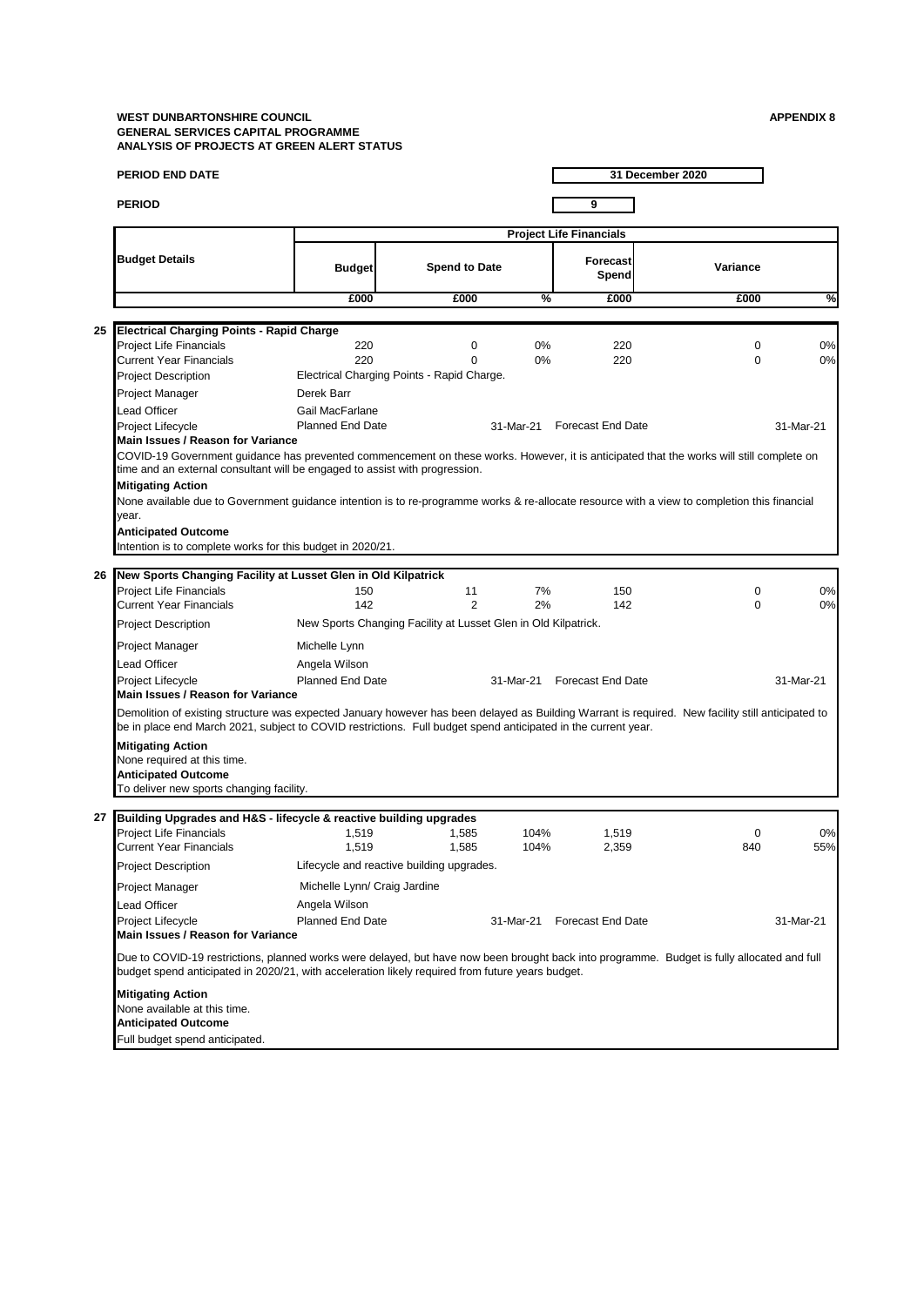**WEST DUNBARTONSHIRE COUNCIL**
**GENERAL SERVICES CAPITAL PROGRAMME**
**ANALYSIS OF PROJECTS AT GREEN ALERT STATUS**

**APPENDIX 8**

**PERIOD END DATE** 31 December 2020

**PERIOD** 9

| | Budget Details | Project Life Financials | | | | | |
|---|---|---|---|---|---|---|---|
| | | Budget | Spend to Date | | Forecast Spend | Variance | |
| | | £000 | £000 | % | £000 | £000 | % |
| **25** | **Electrical Charging Points - Rapid Charge** | | | | | | |
| | Project Life Financials | 220 | 0 | 0% | 220 | 0 | 0% |
| | Current Year Financials | 220 | 0 | 0% | 220 | 0 | 0% |
| | Project Description | Electrical Charging Points - Rapid Charge. | | | | | |
| | Project Manager | Derek Barr | | | | | |
| | Lead Officer | Gail MacFarlane | | | | | |
| | Project Lifecycle | Planned End Date | | 31-Mar-21 | Forecast End Date | | 31-Mar-21 |

**Main Issues / Reason for Variance**

COVID-19 Government guidance has prevented commencement on these works. However, it is anticipated that the works will still complete on time and an external consultant will be engaged to assist with progression.

**Mitigating Action**

None available due to Government guidance intention is to re-programme works & re-allocate resource with a view to completion this financial year.

**Anticipated Outcome**

Intention is to complete works for this budget in 2020/21.

| | Budget Details | Budget | Spend to Date | % | Forecast Spend | Variance | % |
|---|---|---|---|---|---|---|---|
| **26** | **New Sports Changing Facility at Lusset Glen in Old Kilpatrick** | | | | | | |
| | Project Life Financials | 150 | 11 | 7% | 150 | 0 | 0% |
| | Current Year Financials | 142 | 2 | 2% | 142 | 0 | 0% |
| | Project Description | New Sports Changing Facility at Lusset Glen in Old Kilpatrick. | | | | | |
| | Project Manager | Michelle Lynn | | | | | |
| | Lead Officer | Angela Wilson | | | | | |
| | Project Lifecycle | Planned End Date | | 31-Mar-21 | Forecast End Date | | 31-Mar-21 |

**Main Issues / Reason for Variance**

Demolition of existing structure was expected January however has been delayed as Building Warrant is required. New facility still anticipated to be in place end March 2021, subject to COVID restrictions. Full budget spend anticipated in the current year.

**Mitigating Action**

None required at this time.

**Anticipated Outcome**

To deliver new sports changing facility.

| | Budget Details | Budget | Spend to Date | % | Forecast Spend | Variance | % |
|---|---|---|---|---|---|---|---|
| **27** | **Building Upgrades and H&S - lifecycle & reactive building upgrades** | | | | | | |
| | Project Life Financials | 1,519 | 1,585 | 104% | 1,519 | 0 | 0% |
| | Current Year Financials | 1,519 | 1,585 | 104% | 2,359 | 840 | 55% |
| | Project Description | Lifecycle and reactive building upgrades. | | | | | |
| | Project Manager | Michelle Lynn/ Craig Jardine | | | | | |
| | Lead Officer | Angela Wilson | | | | | |
| | Project Lifecycle | Planned End Date | | 31-Mar-21 | Forecast End Date | | 31-Mar-21 |

**Main Issues / Reason for Variance**

Due to COVID-19 restrictions, planned works were delayed, but have now been brought back into programme. Budget is fully allocated and full budget spend anticipated in 2020/21, with acceleration likely required from future years budget.

**Mitigating Action**

None available at this time.

**Anticipated Outcome**

Full budget spend anticipated.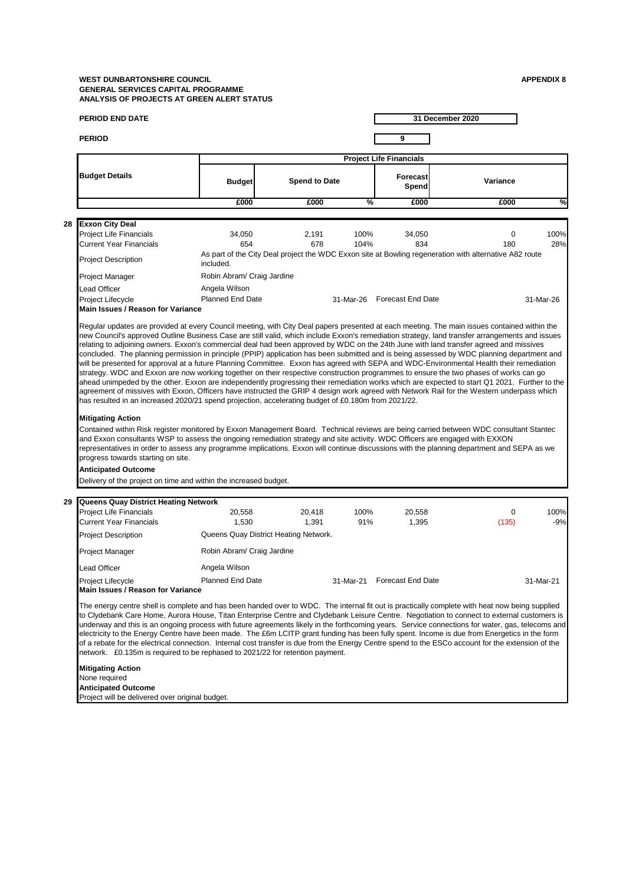**WEST DUNBARTONSHIRE COUNCIL**
**GENERAL SERVICES CAPITAL PROGRAMME**
**ANALYSIS OF PROJECTS AT GREEN ALERT STATUS**

**APPENDIX 8**

**PERIOD END DATE** 31 December 2020

**PERIOD** 9

| Budget Details | Project Life Financials | | | | | |
|---|---|---|---|---|---|---|
| | Budget | Spend to Date | | Forecast Spend | Variance | |
| | £000 | £000 | % | £000 | £000 | % |

**28 Exxon City Deal**

| | Budget £000 | Spend to Date £000 | % | Forecast Spend £000 | Variance £000 | % |
|---|---|---|---|---|---|---|
| Project Life Financials | 34,050 | 2,191 | 100% | 34,050 | 0 | 100% |
| Current Year Financials | 654 | 678 | 104% | 834 | 180 | 28% |

Project Description: As part of the City Deal project the WDC Exxon site at Bowling regeneration with alternative A82 route included.

Project Manager: Robin Abram/ Craig Jardine

Lead Officer: Angela Wilson

Project Lifecycle: Planned End Date 31-Mar-26 | Forecast End Date 31-Mar-26

**Main Issues / Reason for Variance**

Regular updates are provided at every Council meeting, with City Deal papers presented at each meeting. The main issues contained within the new Council's approved Outline Business Case are still valid, which include Exxon's remediation strategy, land transfer arrangements and issues relating to adjoining owners. Exxon's commercial deal had been approved by WDC on the 24th June with land transfer agreed and missives concluded. The planning permission in principle (PPIP) application has been submitted and is being assessed by WDC planning department and will be presented for approval at a future Planning Committee. Exxon has agreed with SEPA and WDC-Environmental Health their remediation strategy. WDC and Exxon are now working together on their respective construction programmes to ensure the two phases of works can go ahead unimpeded by the other. Exxon are independently progressing their remediation works which are expected to start Q1 2021. Further to the agreement of missives with Exxon, Officers have instructed the GRIP 4 design work agreed with Network Rail for the Western underpass which has resulted in an increased 2020/21 spend projection, accelerating budget of £0.180m from 2021/22.

**Mitigating Action**

Contained within Risk register monitored by Exxon Management Board. Technical reviews are being carried between WDC consultant Stantec and Exxon consultants WSP to assess the ongoing remediation strategy and site activity. WDC Officers are engaged with EXXON representatives in order to assess any programme implications. Exxon will continue discussions with the planning department and SEPA as we progress towards starting on site.

**Anticipated Outcome**

Delivery of the project on time and within the increased budget.

**29 Queens Quay District Heating Network**

| | Budget £000 | Spend to Date £000 | % | Forecast Spend £000 | Variance £000 | % |
|---|---|---|---|---|---|---|
| Project Life Financials | 20,558 | 20,418 | 100% | 20,558 | 0 | 100% |
| Current Year Financials | 1,530 | 1,391 | 91% | 1,395 | (135) | -9% |

Project Description: Queens Quay District Heating Network.

Project Manager: Robin Abram/ Craig Jardine

Lead Officer: Angela Wilson

Project Lifecycle: Planned End Date 31-Mar-21 | Forecast End Date 31-Mar-21

**Main Issues / Reason for Variance**

The energy centre shell is complete and has been handed over to WDC. The internal fit out is practically complete with heat now being supplied to Clydebank Care Home, Aurora House, Titan Enterprise Centre and Clydebank Leisure Centre. Negotiation to connect to external customers is underway and this is an ongoing process with future agreements likely in the forthcoming years. Service connections for water, gas, telecoms and electricity to the Energy Centre have been made. The £6m LCITP grant funding has been fully spent. Income is due from Energetics in the form of a rebate for the electrical connection. Internal cost transfer is due from the Energy Centre spend to the ESCo account for the extension of the network. £0.135m is required to be rephased to 2021/22 for retention payment.

**Mitigating Action**

None required

**Anticipated Outcome**

Project will be delivered over original budget.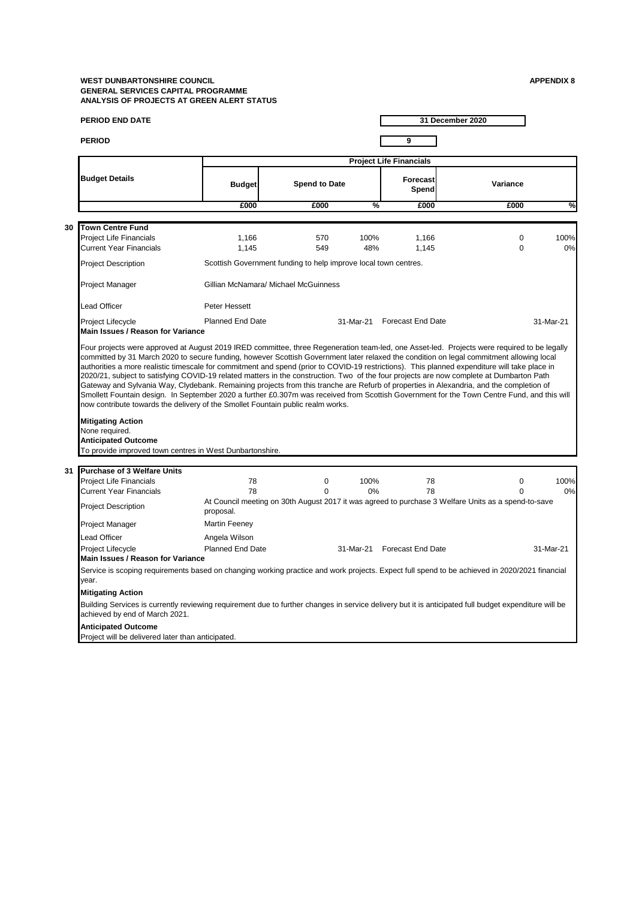**WEST DUNBARTONSHIRE COUNCIL**
**GENERAL SERVICES CAPITAL PROGRAMME**
**ANALYSIS OF PROJECTS AT GREEN ALERT STATUS**

**APPENDIX 8**

**PERIOD END DATE** 31 December 2020

**PERIOD** 9

| | Budget Details | Project Life Financials | | | | | |
|---|---|---|---|---|---|---|---|
| | | Budget | Spend to Date | | Forecast Spend | Variance | |
| | | £000 | £000 | % | £000 | £000 | % |
| 30 | **Town Centre Fund** | | | | | | |
| | Project Life Financials | 1,166 | 570 | 100% | 1,166 | 0 | 100% |
| | Current Year Financials | 1,145 | 549 | 48% | 1,145 | 0 | 0% |

Project Description: Scottish Government funding to help improve local town centres.

Project Manager: Gillian McNamara/ Michael McGuinness

Lead Officer: Peter Hessett

Project Lifecycle: Planned End Date 31-Mar-21 Forecast End Date 31-Mar-21

**Main Issues / Reason for Variance**

Four projects were approved at August 2019 IRED committee, three Regeneration team-led, one Asset-led. Projects were required to be legally committed by 31 March 2020 to secure funding, however Scottish Government later relaxed the condition on legal commitment allowing local authorities a more realistic timescale for commitment and spend (prior to COVID-19 restrictions). This planned expenditure will take place in 2020/21, subject to satisfying COVID-19 related matters in the construction. Two of the four projects are now complete at Dumbarton Path Gateway and Sylvania Way, Clydebank. Remaining projects from this tranche are Refurb of properties in Alexandria, and the completion of Smollett Fountain design. In September 2020 a further £0.307m was received from Scottish Government for the Town Centre Fund, and this will now contribute towards the delivery of the Smollet Fountain public realm works.

**Mitigating Action**
None required.

**Anticipated Outcome**
To provide improved town centres in West Dunbartonshire.

| | Budget Details | Budget | Spend to Date | % | Forecast Spend | Variance | % |
|---|---|---|---|---|---|---|---|
| 31 | **Purchase of 3 Welfare Units** | | | | | | |
| | Project Life Financials | 78 | 0 | 100% | 78 | 0 | 100% |
| | Current Year Financials | 78 | 0 | 0% | 78 | 0 | 0% |

Project Description: At Council meeting on 30th August 2017 it was agreed to purchase 3 Welfare Units as a spend-to-save proposal.

Project Manager: Martin Feeney

Lead Officer: Angela Wilson

Project Lifecycle: Planned End Date 31-Mar-21 Forecast End Date 31-Mar-21

**Main Issues / Reason for Variance**

Service is scoping requirements based on changing working practice and work projects. Expect full spend to be achieved in 2020/2021 financial year.

**Mitigating Action**

Building Services is currently reviewing requirement due to further changes in service delivery but it is anticipated full budget expenditure will be achieved by end of March 2021.

**Anticipated Outcome**

Project will be delivered later than anticipated.